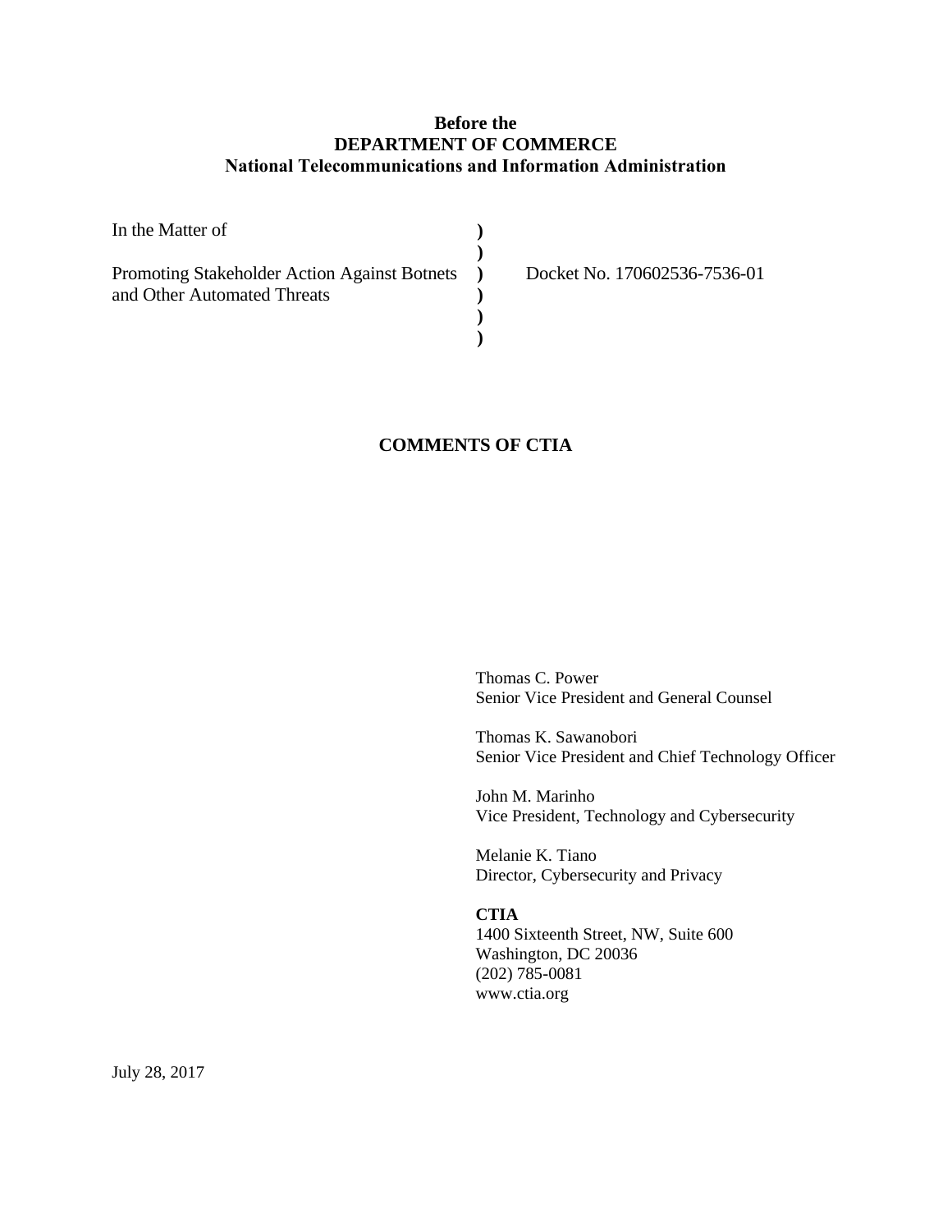**Before the**
**DEPARTMENT OF COMMERCE**
**National Telecommunications and Information Administration**

| | | |
|---|---|---|
| In the Matter of | ) | |
| | ) | |
| Promoting Stakeholder Action Against Botnets and Other Automated Threats | ) | Docket No. 170602536-7536-01 |
| | ) | |
| | ) | |
| | ) | |

**COMMENTS OF CTIA**

Thomas C. Power
Senior Vice President and General Counsel

Thomas K. Sawanobori
Senior Vice President and Chief Technology Officer

John M. Marinho
Vice President, Technology and Cybersecurity

Melanie K. Tiano
Director, Cybersecurity and Privacy

**CTIA**
1400 Sixteenth Street, NW, Suite 600
Washington, DC 20036
(202) 785-0081
www.ctia.org

July 28, 2017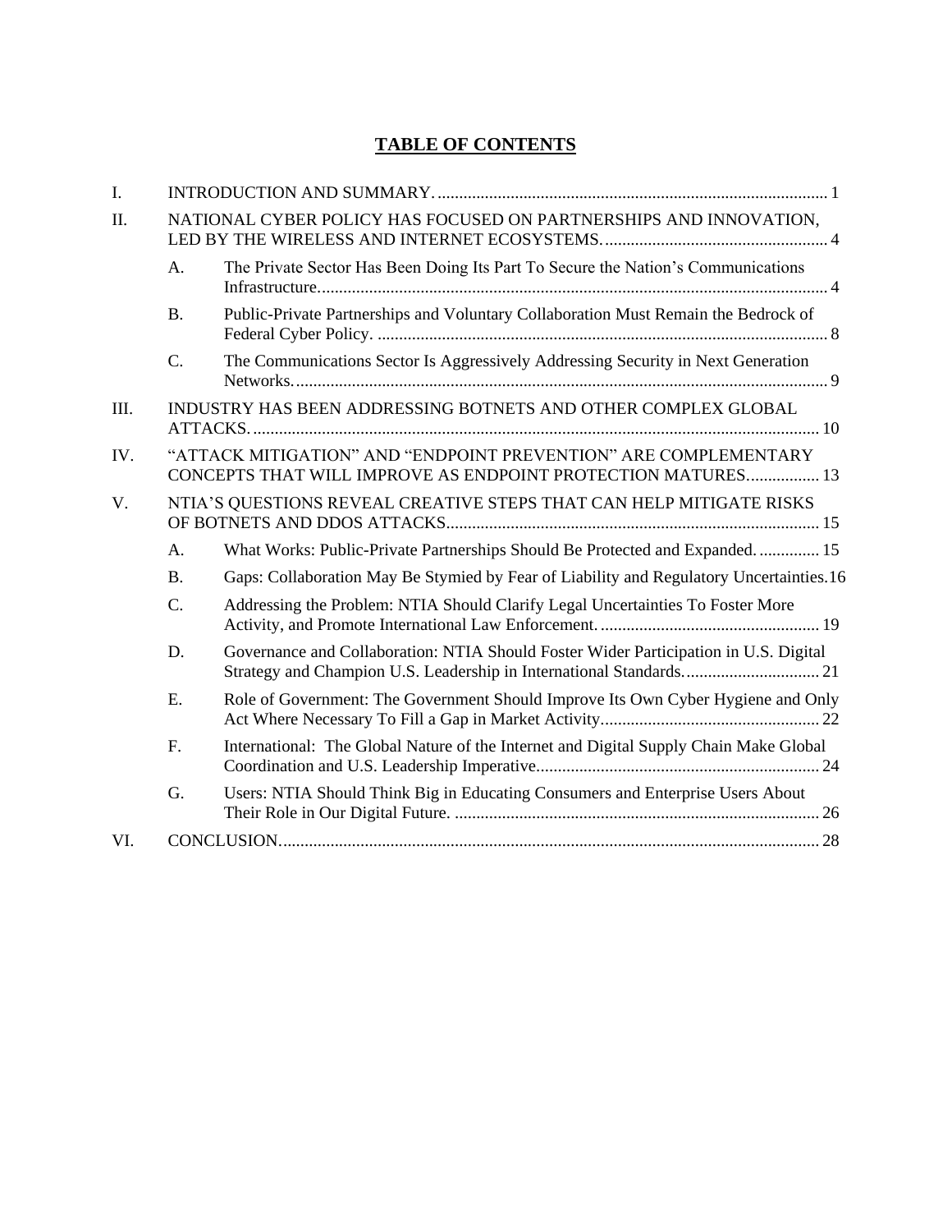# TABLE OF CONTENTS

I. INTRODUCTION AND SUMMARY. .......... 1

II. NATIONAL CYBER POLICY HAS FOCUSED ON PARTNERSHIPS AND INNOVATION, LED BY THE WIRELESS AND INTERNET ECOSYSTEMS. .......... 4

- A. The Private Sector Has Been Doing Its Part To Secure the Nation's Communications Infrastructure. .......... 4
- B. Public-Private Partnerships and Voluntary Collaboration Must Remain the Bedrock of Federal Cyber Policy. .......... 8
- C. The Communications Sector Is Aggressively Addressing Security in Next Generation Networks. .......... 9

III. INDUSTRY HAS BEEN ADDRESSING BOTNETS AND OTHER COMPLEX GLOBAL ATTACKS. .......... 10

IV. "ATTACK MITIGATION" AND "ENDPOINT PREVENTION" ARE COMPLEMENTARY CONCEPTS THAT WILL IMPROVE AS ENDPOINT PROTECTION MATURES. .......... 13

V. NTIA'S QUESTIONS REVEAL CREATIVE STEPS THAT CAN HELP MITIGATE RISKS OF BOTNETS AND DDOS ATTACKS. .......... 15

- A. What Works: Public-Private Partnerships Should Be Protected and Expanded. .......... 15
- B. Gaps: Collaboration May Be Stymied by Fear of Liability and Regulatory Uncertainties. .......... 16
- C. Addressing the Problem: NTIA Should Clarify Legal Uncertainties To Foster More Activity, and Promote International Law Enforcement. .......... 19
- D. Governance and Collaboration: NTIA Should Foster Wider Participation in U.S. Digital Strategy and Champion U.S. Leadership in International Standards. .......... 21
- E. Role of Government: The Government Should Improve Its Own Cyber Hygiene and Only Act Where Necessary To Fill a Gap in Market Activity. .......... 22
- F. International: The Global Nature of the Internet and Digital Supply Chain Make Global Coordination and U.S. Leadership Imperative. .......... 24
- G. Users: NTIA Should Think Big in Educating Consumers and Enterprise Users About Their Role in Our Digital Future. .......... 26

VI. CONCLUSION. .......... 28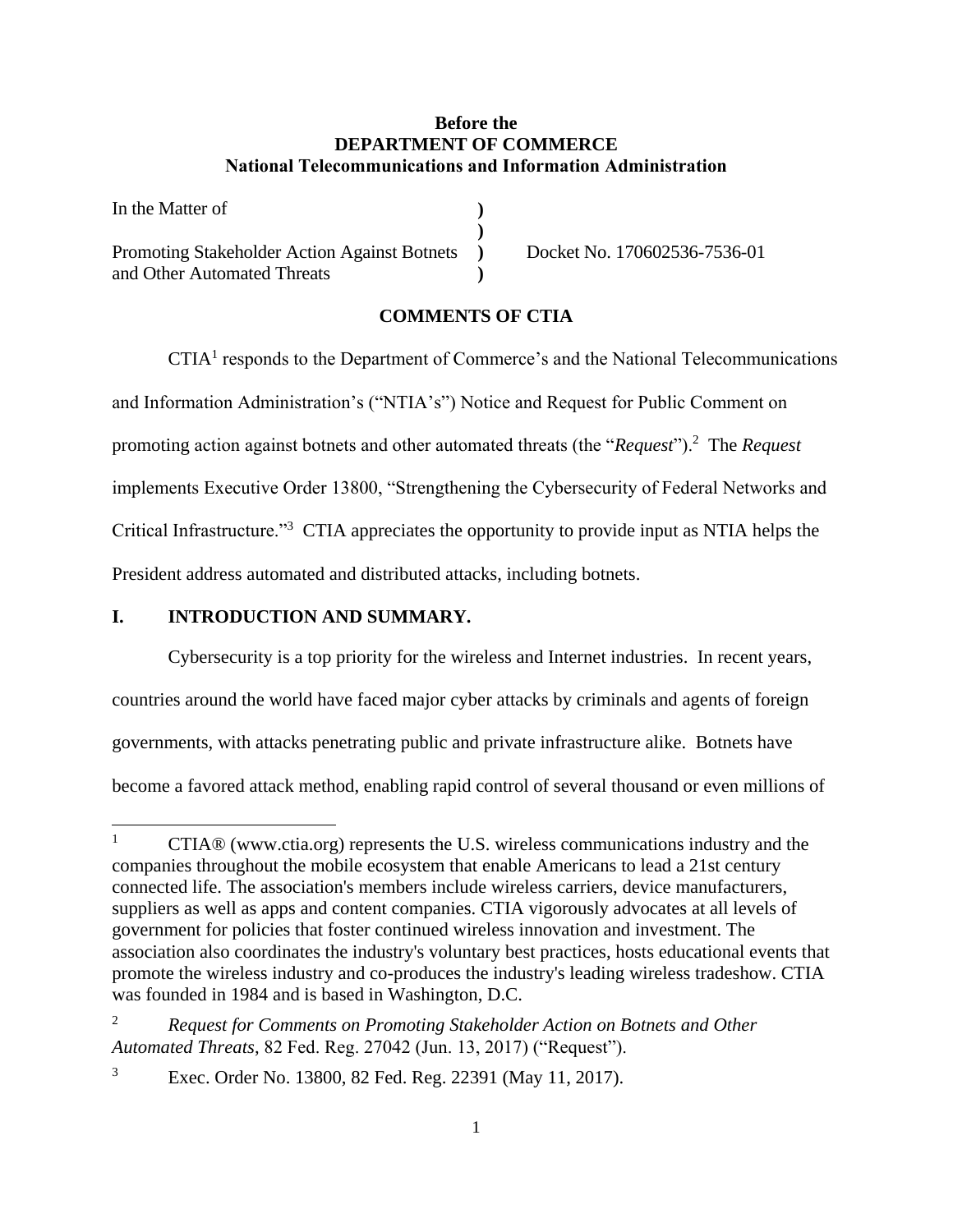**Before the**
**DEPARTMENT OF COMMERCE**
**National Telecommunications and Information Administration**

| | | |
|---|---|---|
| In the Matter of | ) | |
| | ) | |
| Promoting Stakeholder Action Against Botnets and Other Automated Threats | ) | Docket No. 170602536-7536-01 |
| | ) | |

**COMMENTS OF CTIA**

CTIA[1] responds to the Department of Commerce's and the National Telecommunications and Information Administration's ("NTIA's") Notice and Request for Public Comment on promoting action against botnets and other automated threats (the "*Request*").[2] The *Request* implements Executive Order 13800, "Strengthening the Cybersecurity of Federal Networks and Critical Infrastructure."[3] CTIA appreciates the opportunity to provide input as NTIA helps the President address automated and distributed attacks, including botnets.

## I. INTRODUCTION AND SUMMARY.

Cybersecurity is a top priority for the wireless and Internet industries. In recent years, countries around the world have faced major cyber attacks by criminals and agents of foreign governments, with attacks penetrating public and private infrastructure alike. Botnets have become a favored attack method, enabling rapid control of several thousand or even millions of

---

[1] CTIA® (www.ctia.org) represents the U.S. wireless communications industry and the companies throughout the mobile ecosystem that enable Americans to lead a 21st century connected life. The association's members include wireless carriers, device manufacturers, suppliers as well as apps and content companies. CTIA vigorously advocates at all levels of government for policies that foster continued wireless innovation and investment. The association also coordinates the industry's voluntary best practices, hosts educational events that promote the wireless industry and co-produces the industry's leading wireless tradeshow. CTIA was founded in 1984 and is based in Washington, D.C.

[2] *Request for Comments on Promoting Stakeholder Action on Botnets and Other Automated Threats*, 82 Fed. Reg. 27042 (Jun. 13, 2017) ("Request").

[3] Exec. Order No. 13800, 82 Fed. Reg. 22391 (May 11, 2017).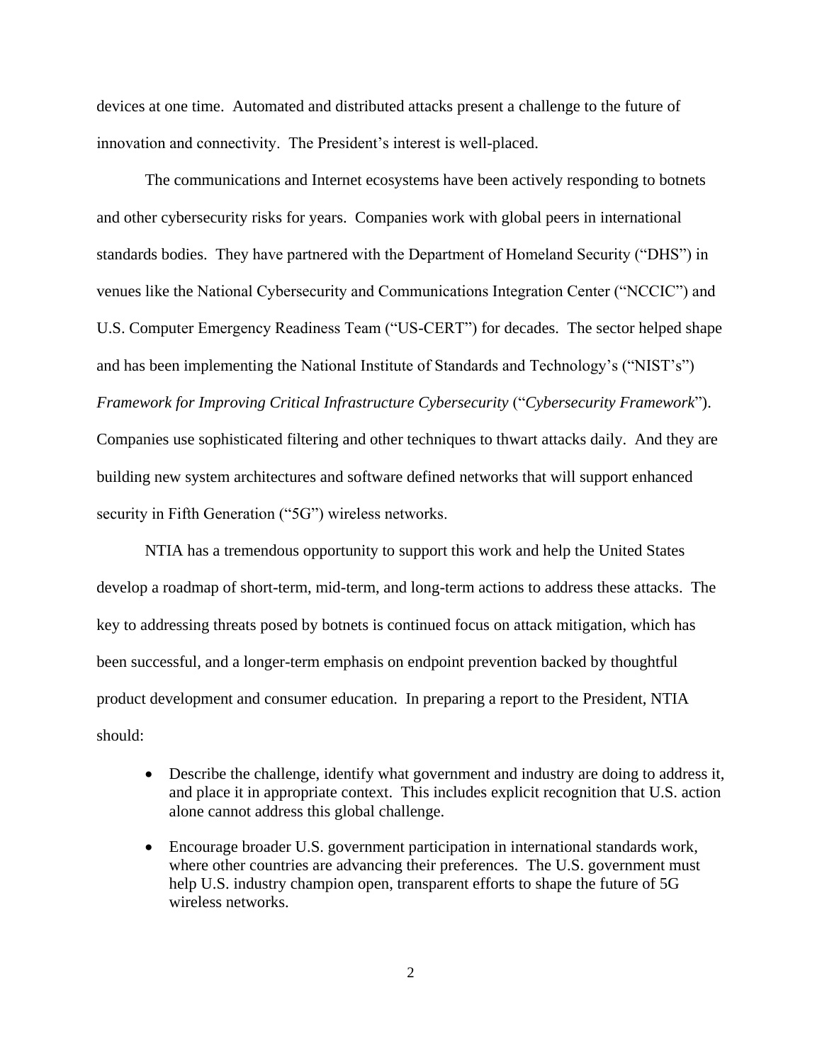devices at one time. Automated and distributed attacks present a challenge to the future of innovation and connectivity. The President's interest is well-placed.

The communications and Internet ecosystems have been actively responding to botnets and other cybersecurity risks for years. Companies work with global peers in international standards bodies. They have partnered with the Department of Homeland Security ("DHS") in venues like the National Cybersecurity and Communications Integration Center ("NCCIC") and U.S. Computer Emergency Readiness Team ("US-CERT") for decades. The sector helped shape and has been implementing the National Institute of Standards and Technology's ("NIST's") *Framework for Improving Critical Infrastructure Cybersecurity* ("*Cybersecurity Framework*"). Companies use sophisticated filtering and other techniques to thwart attacks daily. And they are building new system architectures and software defined networks that will support enhanced security in Fifth Generation ("5G") wireless networks.

NTIA has a tremendous opportunity to support this work and help the United States develop a roadmap of short-term, mid-term, and long-term actions to address these attacks. The key to addressing threats posed by botnets is continued focus on attack mitigation, which has been successful, and a longer-term emphasis on endpoint prevention backed by thoughtful product development and consumer education. In preparing a report to the President, NTIA should:

- Describe the challenge, identify what government and industry are doing to address it, and place it in appropriate context. This includes explicit recognition that U.S. action alone cannot address this global challenge.
- Encourage broader U.S. government participation in international standards work, where other countries are advancing their preferences. The U.S. government must help U.S. industry champion open, transparent efforts to shape the future of 5G wireless networks.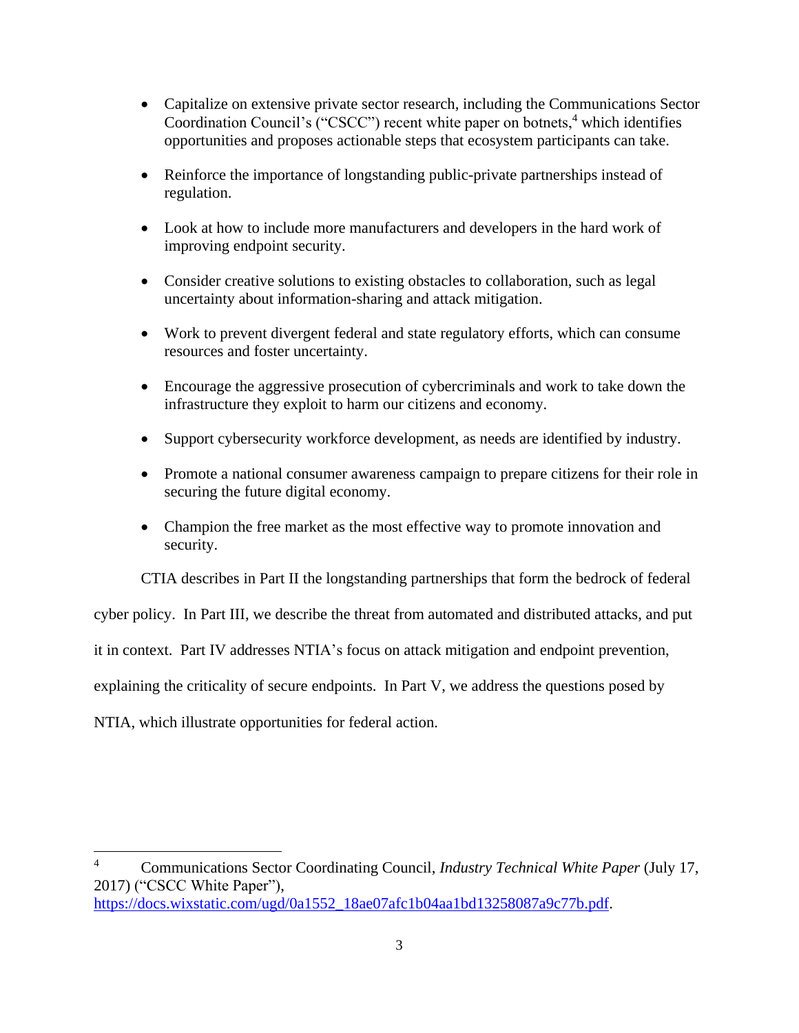- Capitalize on extensive private sector research, including the Communications Sector Coordination Council's ("CSCC") recent white paper on botnets,[4] which identifies opportunities and proposes actionable steps that ecosystem participants can take.
- Reinforce the importance of longstanding public-private partnerships instead of regulation.
- Look at how to include more manufacturers and developers in the hard work of improving endpoint security.
- Consider creative solutions to existing obstacles to collaboration, such as legal uncertainty about information-sharing and attack mitigation.
- Work to prevent divergent federal and state regulatory efforts, which can consume resources and foster uncertainty.
- Encourage the aggressive prosecution of cybercriminals and work to take down the infrastructure they exploit to harm our citizens and economy.
- Support cybersecurity workforce development, as needs are identified by industry.
- Promote a national consumer awareness campaign to prepare citizens for their role in securing the future digital economy.
- Champion the free market as the most effective way to promote innovation and security.

CTIA describes in Part II the longstanding partnerships that form the bedrock of federal cyber policy. In Part III, we describe the threat from automated and distributed attacks, and put it in context. Part IV addresses NTIA's focus on attack mitigation and endpoint prevention, explaining the criticality of secure endpoints. In Part V, we address the questions posed by NTIA, which illustrate opportunities for federal action.

---

[4] Communications Sector Coordinating Council, *Industry Technical White Paper* (July 17, 2017) ("CSCC White Paper"), https://docs.wixstatic.com/ugd/0a1552_18ae07afc1b04aa1bd13258087a9c77b.pdf.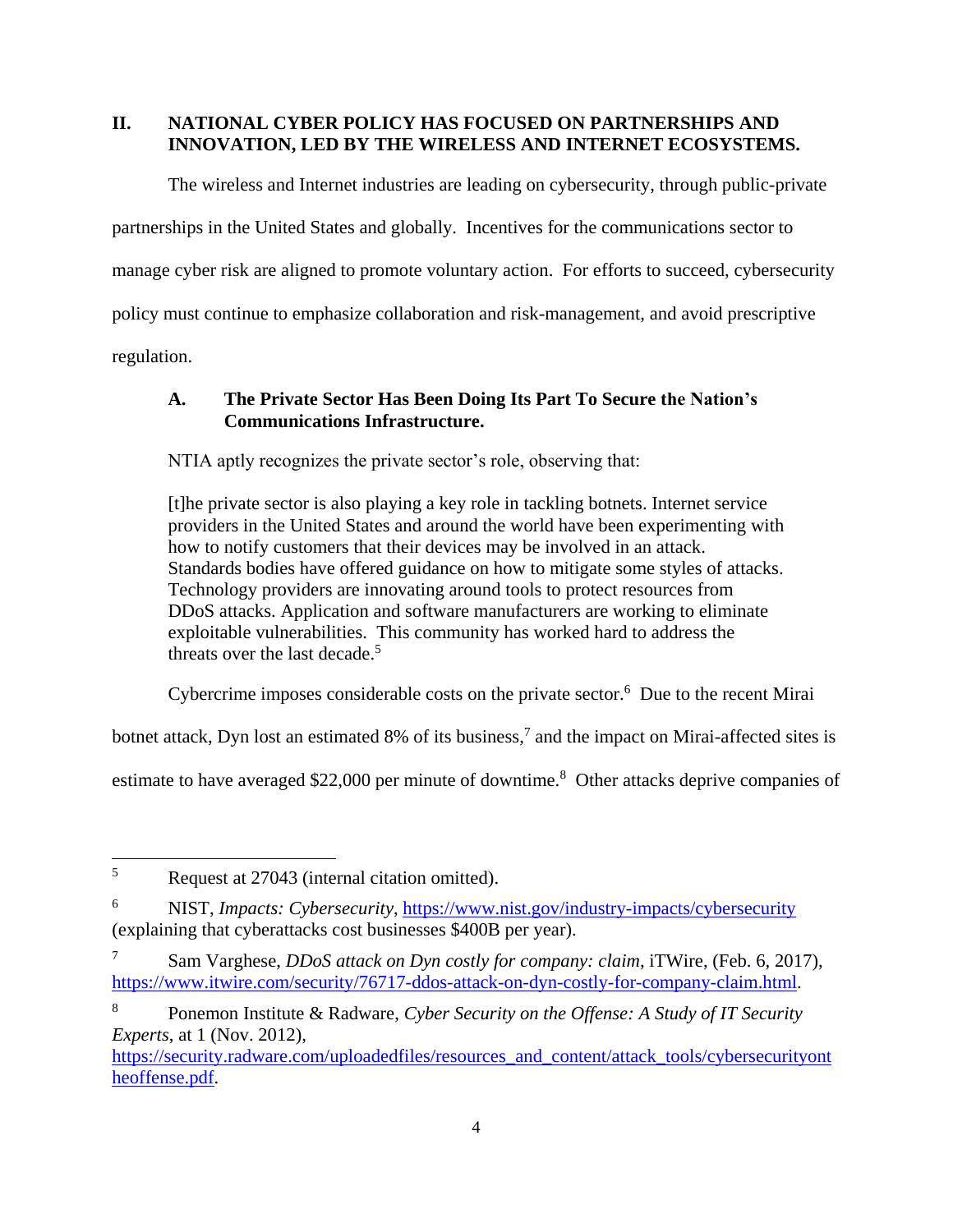## II. NATIONAL CYBER POLICY HAS FOCUSED ON PARTNERSHIPS AND INNOVATION, LED BY THE WIRELESS AND INTERNET ECOSYSTEMS.

The wireless and Internet industries are leading on cybersecurity, through public-private partnerships in the United States and globally. Incentives for the communications sector to manage cyber risk are aligned to promote voluntary action. For efforts to succeed, cybersecurity policy must continue to emphasize collaboration and risk-management, and avoid prescriptive regulation.

### A. The Private Sector Has Been Doing Its Part To Secure the Nation's Communications Infrastructure.

NTIA aptly recognizes the private sector's role, observing that:

> [t]he private sector is also playing a key role in tackling botnets. Internet service providers in the United States and around the world have been experimenting with how to notify customers that their devices may be involved in an attack. Standards bodies have offered guidance on how to mitigate some styles of attacks. Technology providers are innovating around tools to protect resources from DDoS attacks. Application and software manufacturers are working to eliminate exploitable vulnerabilities. This community has worked hard to address the threats over the last decade.[5]

Cybercrime imposes considerable costs on the private sector.[6] Due to the recent Mirai botnet attack, Dyn lost an estimated 8% of its business,[7] and the impact on Mirai-affected sites is estimate to have averaged $22,000 per minute of downtime.[8] Other attacks deprive companies of

---

[5] Request at 27043 (internal citation omitted).

[6] NIST, *Impacts: Cybersecurity*, https://www.nist.gov/industry-impacts/cybersecurity (explaining that cyberattacks cost businesses $400B per year).

[7] Sam Varghese, *DDoS attack on Dyn costly for company: claim*, iTWire, (Feb. 6, 2017), https://www.itwire.com/security/76717-ddos-attack-on-dyn-costly-for-company-claim.html.

[8] Ponemon Institute & Radware, *Cyber Security on the Offense: A Study of IT Security Experts*, at 1 (Nov. 2012), https://security.radware.com/uploadedfiles/resources_and_content/attack_tools/cybersecurityontheoffense.pdf.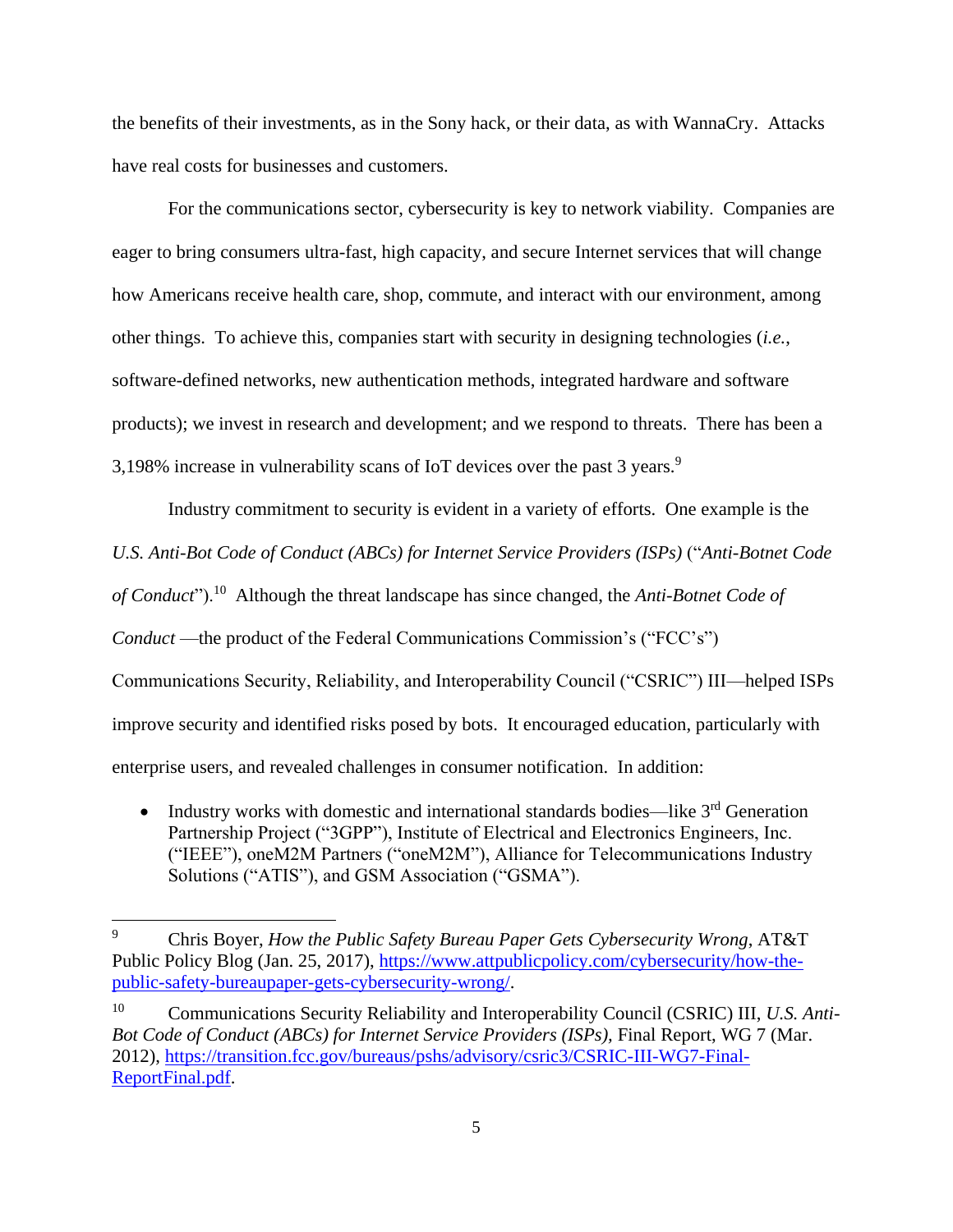the benefits of their investments, as in the Sony hack, or their data, as with WannaCry. Attacks have real costs for businesses and customers.

For the communications sector, cybersecurity is key to network viability. Companies are eager to bring consumers ultra-fast, high capacity, and secure Internet services that will change how Americans receive health care, shop, commute, and interact with our environment, among other things. To achieve this, companies start with security in designing technologies (*i.e.*, software-defined networks, new authentication methods, integrated hardware and software products); we invest in research and development; and we respond to threats. There has been a 3,198% increase in vulnerability scans of IoT devices over the past 3 years.[9]

Industry commitment to security is evident in a variety of efforts. One example is the *U.S. Anti-Bot Code of Conduct (ABCs) for Internet Service Providers (ISPs)* ("*Anti-Botnet Code of Conduct*").[10] Although the threat landscape has since changed, the *Anti-Botnet Code of Conduct* —the product of the Federal Communications Commission's ("FCC's") Communications Security, Reliability, and Interoperability Council ("CSRIC") III—helped ISPs improve security and identified risks posed by bots. It encouraged education, particularly with enterprise users, and revealed challenges in consumer notification. In addition:

- Industry works with domestic and international standards bodies—like 3rd Generation Partnership Project ("3GPP"), Institute of Electrical and Electronics Engineers, Inc. ("IEEE"), oneM2M Partners ("oneM2M"), Alliance for Telecommunications Industry Solutions ("ATIS"), and GSM Association ("GSMA").

---

[9] Chris Boyer, *How the Public Safety Bureau Paper Gets Cybersecurity Wrong*, AT&T Public Policy Blog (Jan. 25, 2017), https://www.attpublicpolicy.com/cybersecurity/how-the-public-safety-bureaupaper-gets-cybersecurity-wrong/.

[10] Communications Security Reliability and Interoperability Council (CSRIC) III, *U.S. Anti-Bot Code of Conduct (ABCs) for Internet Service Providers (ISPs)*, Final Report, WG 7 (Mar. 2012), https://transition.fcc.gov/bureaus/pshs/advisory/csric3/CSRIC-III-WG7-Final-ReportFinal.pdf.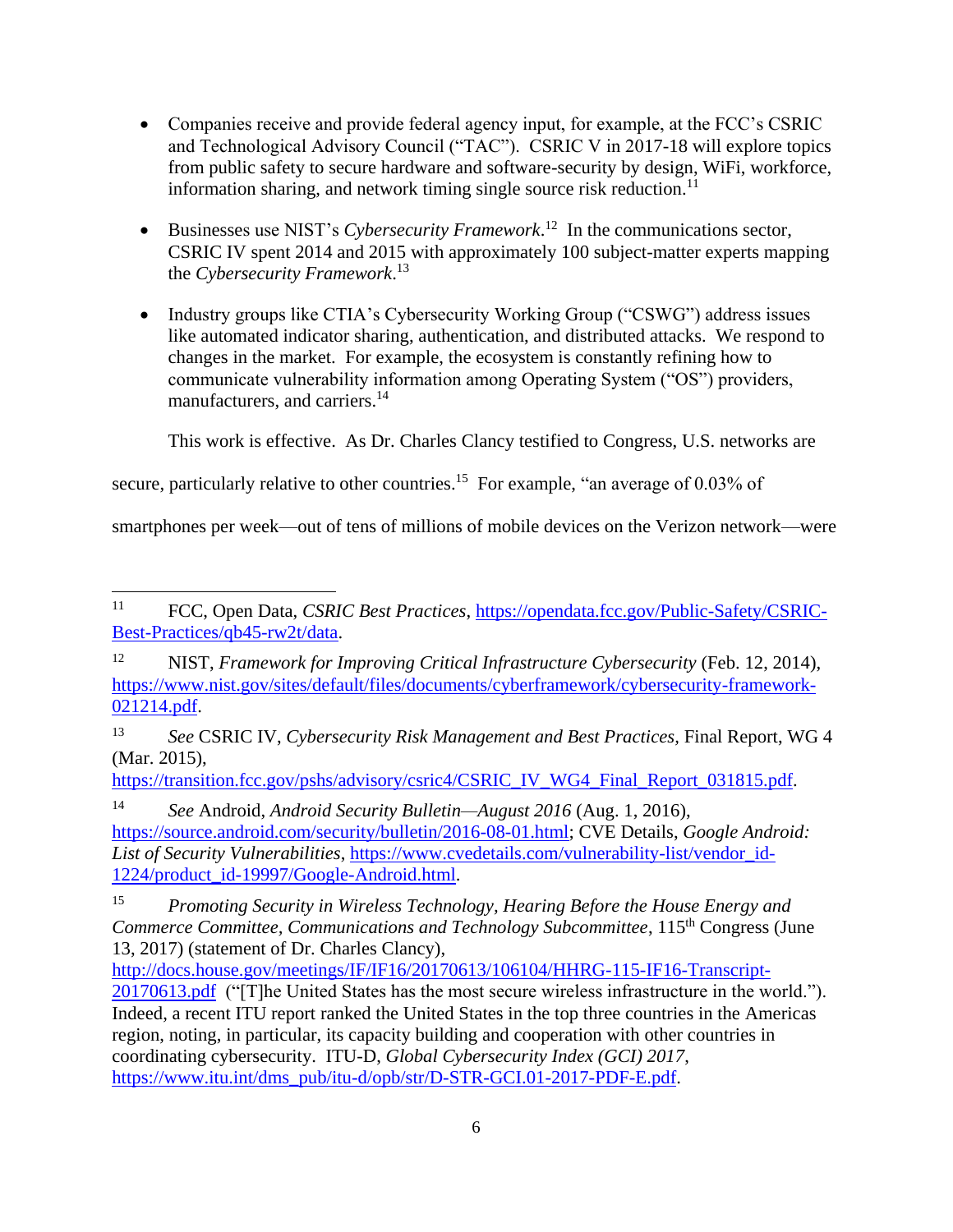- Companies receive and provide federal agency input, for example, at the FCC's CSRIC and Technological Advisory Council ("TAC"). CSRIC V in 2017-18 will explore topics from public safety to secure hardware and software-security by design, WiFi, workforce, information sharing, and network timing single source risk reduction.[11]

- Businesses use NIST's *Cybersecurity Framework*.[12] In the communications sector, CSRIC IV spent 2014 and 2015 with approximately 100 subject-matter experts mapping the *Cybersecurity Framework*.[13]

- Industry groups like CTIA's Cybersecurity Working Group ("CSWG") address issues like automated indicator sharing, authentication, and distributed attacks. We respond to changes in the market. For example, the ecosystem is constantly refining how to communicate vulnerability information among Operating System ("OS") providers, manufacturers, and carriers.[14]

This work is effective. As Dr. Charles Clancy testified to Congress, U.S. networks are secure, particularly relative to other countries.[15] For example, "an average of 0.03% of smartphones per week—out of tens of millions of mobile devices on the Verizon network—were

---

[11] FCC, Open Data, *CSRIC Best Practices*, https://opendata.fcc.gov/Public-Safety/CSRIC-Best-Practices/qb45-rw2t/data.

[12] NIST, *Framework for Improving Critical Infrastructure Cybersecurity* (Feb. 12, 2014), https://www.nist.gov/sites/default/files/documents/cyberframework/cybersecurity-framework-021214.pdf.

[13] *See* CSRIC IV, *Cybersecurity Risk Management and Best Practices*, Final Report, WG 4 (Mar. 2015), https://transition.fcc.gov/pshs/advisory/csric4/CSRIC_IV_WG4_Final_Report_031815.pdf.

[14] *See* Android, *Android Security Bulletin—August 2016* (Aug. 1, 2016), https://source.android.com/security/bulletin/2016-08-01.html; CVE Details, *Google Android: List of Security Vulnerabilities*, https://www.cvedetails.com/vulnerability-list/vendor_id-1224/product_id-19997/Google-Android.html.

[15] *Promoting Security in Wireless Technology, Hearing Before the House Energy and Commerce Committee, Communications and Technology Subcommittee*, 115th Congress (June 13, 2017) (statement of Dr. Charles Clancy), http://docs.house.gov/meetings/IF/IF16/20170613/106104/HHRG-115-IF16-Transcript-20170613.pdf ("[T]he United States has the most secure wireless infrastructure in the world."). Indeed, a recent ITU report ranked the United States in the top three countries in the Americas region, noting, in particular, its capacity building and cooperation with other countries in coordinating cybersecurity. ITU-D, *Global Cybersecurity Index (GCI) 2017*, https://www.itu.int/dms_pub/itu-d/opb/str/D-STR-GCI.01-2017-PDF-E.pdf.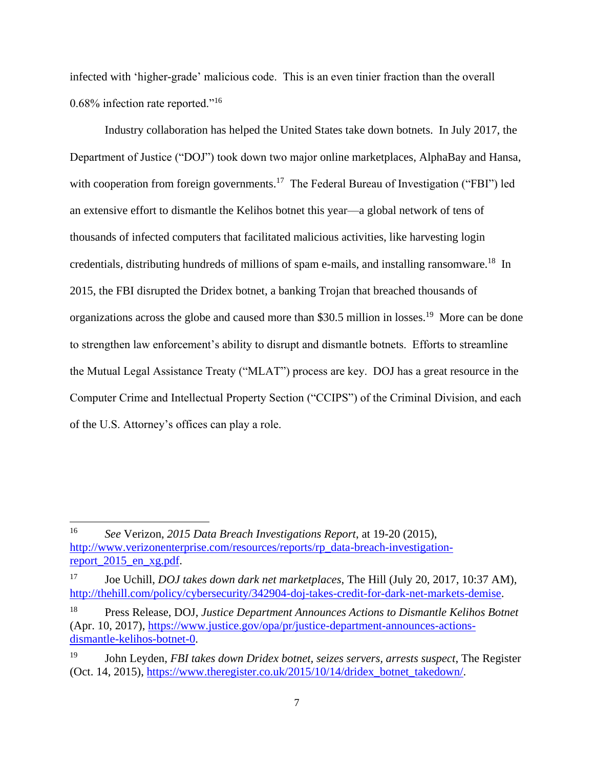infected with 'higher-grade' malicious code. This is an even tinier fraction than the overall 0.68% infection rate reported."[16]

Industry collaboration has helped the United States take down botnets. In July 2017, the Department of Justice ("DOJ") took down two major online marketplaces, AlphaBay and Hansa, with cooperation from foreign governments.[17] The Federal Bureau of Investigation ("FBI") led an extensive effort to dismantle the Kelihos botnet this year—a global network of tens of thousands of infected computers that facilitated malicious activities, like harvesting login credentials, distributing hundreds of millions of spam e-mails, and installing ransomware.[18] In 2015, the FBI disrupted the Dridex botnet, a banking Trojan that breached thousands of organizations across the globe and caused more than $30.5 million in losses.[19] More can be done to strengthen law enforcement's ability to disrupt and dismantle botnets. Efforts to streamline the Mutual Legal Assistance Treaty ("MLAT") process are key. DOJ has a great resource in the Computer Crime and Intellectual Property Section ("CCIPS") of the Criminal Division, and each of the U.S. Attorney's offices can play a role.

---

[16] *See* Verizon, *2015 Data Breach Investigations Report*, at 19-20 (2015), http://www.verizonenterprise.com/resources/reports/rp_data-breach-investigation-report_2015_en_xg.pdf.

[17] Joe Uchill, *DOJ takes down dark net marketplaces*, The Hill (July 20, 2017, 10:37 AM), http://thehill.com/policy/cybersecurity/342904-doj-takes-credit-for-dark-net-markets-demise.

[18] Press Release, DOJ, *Justice Department Announces Actions to Dismantle Kelihos Botnet* (Apr. 10, 2017), https://www.justice.gov/opa/pr/justice-department-announces-actions-dismantle-kelihos-botnet-0.

[19] John Leyden, *FBI takes down Dridex botnet, seizes servers, arrests suspect*, The Register (Oct. 14, 2015), https://www.theregister.co.uk/2015/10/14/dridex_botnet_takedown/.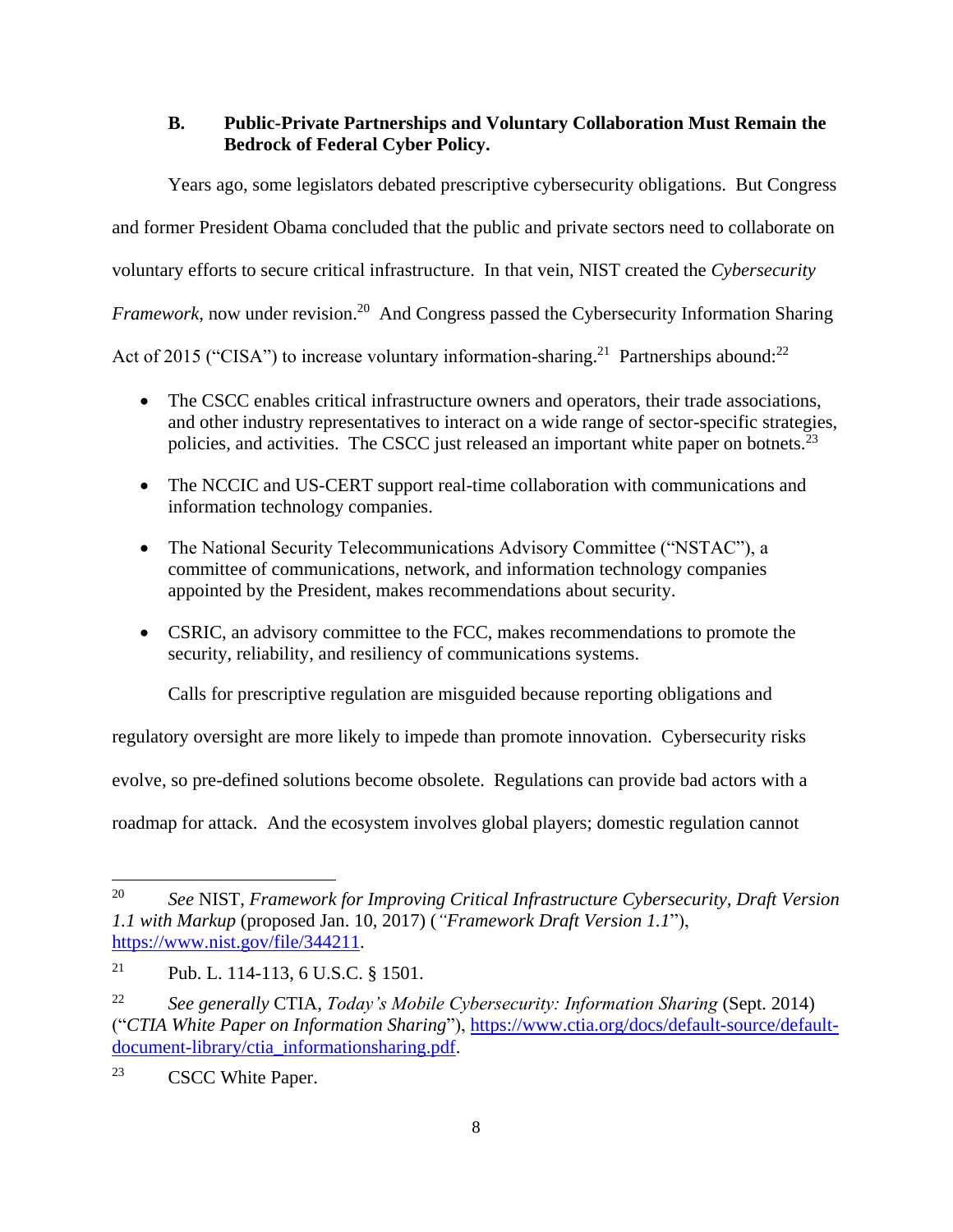### B. Public-Private Partnerships and Voluntary Collaboration Must Remain the Bedrock of Federal Cyber Policy.

Years ago, some legislators debated prescriptive cybersecurity obligations. But Congress and former President Obama concluded that the public and private sectors need to collaborate on voluntary efforts to secure critical infrastructure. In that vein, NIST created the *Cybersecurity Framework*, now under revision.[20] And Congress passed the Cybersecurity Information Sharing Act of 2015 ("CISA") to increase voluntary information-sharing.[21] Partnerships abound:[22]

- The CSCC enables critical infrastructure owners and operators, their trade associations, and other industry representatives to interact on a wide range of sector-specific strategies, policies, and activities. The CSCC just released an important white paper on botnets.[23]
- The NCCIC and US-CERT support real-time collaboration with communications and information technology companies.
- The National Security Telecommunications Advisory Committee ("NSTAC"), a committee of communications, network, and information technology companies appointed by the President, makes recommendations about security.
- CSRIC, an advisory committee to the FCC, makes recommendations to promote the security, reliability, and resiliency of communications systems.

Calls for prescriptive regulation are misguided because reporting obligations and regulatory oversight are more likely to impede than promote innovation. Cybersecurity risks evolve, so pre-defined solutions become obsolete. Regulations can provide bad actors with a roadmap for attack. And the ecosystem involves global players; domestic regulation cannot

---

[20] *See* NIST, *Framework for Improving Critical Infrastructure Cybersecurity, Draft Version 1.1 with Markup* (proposed Jan. 10, 2017) (*"Framework Draft Version 1.1*"), https://www.nist.gov/file/344211.

[21] Pub. L. 114-113, 6 U.S.C. § 1501.

[22] *See generally* CTIA, *Today's Mobile Cybersecurity: Information Sharing* (Sept. 2014) ("*CTIA White Paper on Information Sharing*"), https://www.ctia.org/docs/default-source/default-document-library/ctia_informationsharing.pdf.

[23] CSCC White Paper.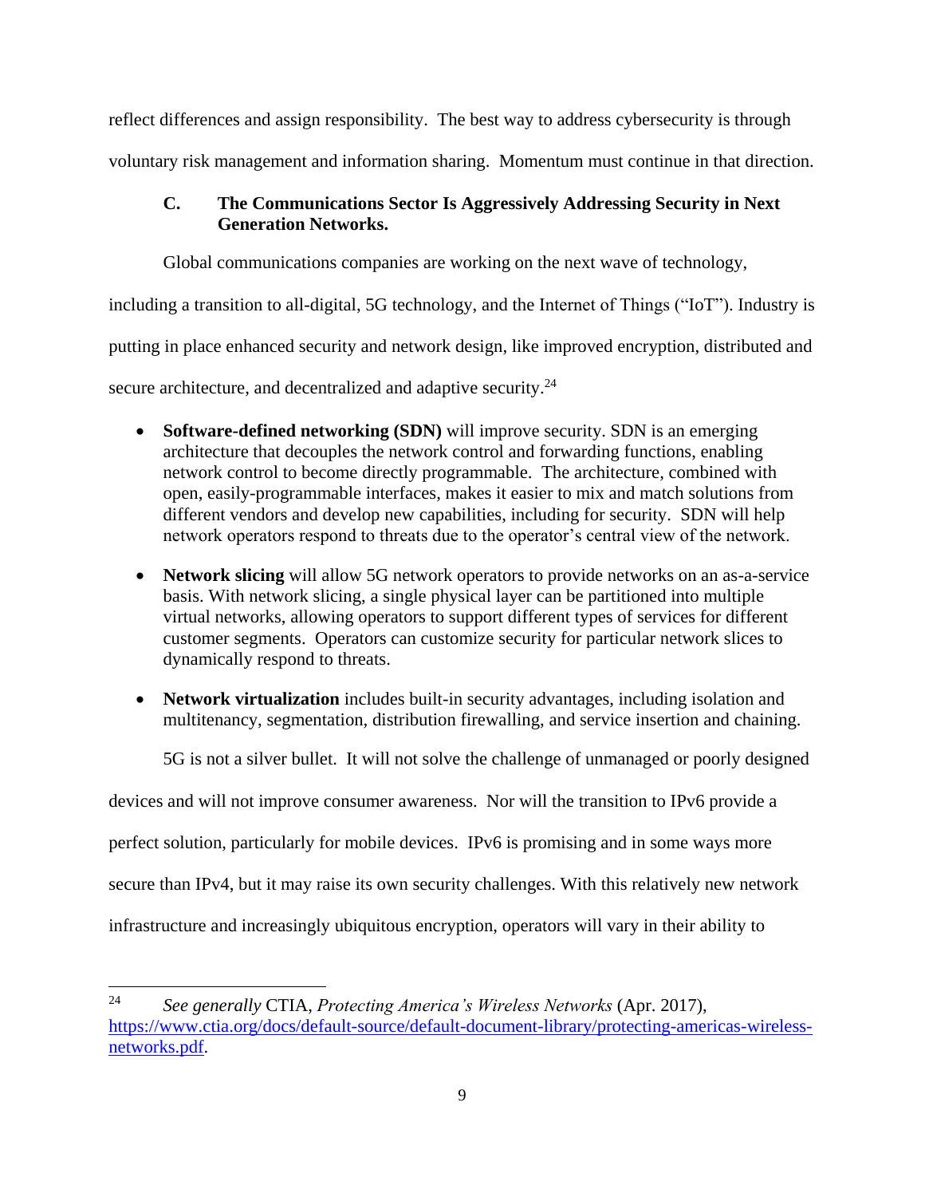reflect differences and assign responsibility. The best way to address cybersecurity is through voluntary risk management and information sharing. Momentum must continue in that direction.

### C. The Communications Sector Is Aggressively Addressing Security in Next Generation Networks.

Global communications companies are working on the next wave of technology, including a transition to all-digital, 5G technology, and the Internet of Things ("IoT"). Industry is putting in place enhanced security and network design, like improved encryption, distributed and secure architecture, and decentralized and adaptive security.[24]

- **Software-defined networking (SDN)** will improve security. SDN is an emerging architecture that decouples the network control and forwarding functions, enabling network control to become directly programmable. The architecture, combined with open, easily-programmable interfaces, makes it easier to mix and match solutions from different vendors and develop new capabilities, including for security. SDN will help network operators respond to threats due to the operator's central view of the network.

- **Network slicing** will allow 5G network operators to provide networks on an as-a-service basis. With network slicing, a single physical layer can be partitioned into multiple virtual networks, allowing operators to support different types of services for different customer segments. Operators can customize security for particular network slices to dynamically respond to threats.

- **Network virtualization** includes built-in security advantages, including isolation and multitenancy, segmentation, distribution firewalling, and service insertion and chaining.

5G is not a silver bullet. It will not solve the challenge of unmanaged or poorly designed devices and will not improve consumer awareness. Nor will the transition to IPv6 provide a perfect solution, particularly for mobile devices. IPv6 is promising and in some ways more secure than IPv4, but it may raise its own security challenges. With this relatively new network infrastructure and increasingly ubiquitous encryption, operators will vary in their ability to

---

[24] *See generally* CTIA, *Protecting America's Wireless Networks* (Apr. 2017), https://www.ctia.org/docs/default-source/default-document-library/protecting-americas-wireless-networks.pdf.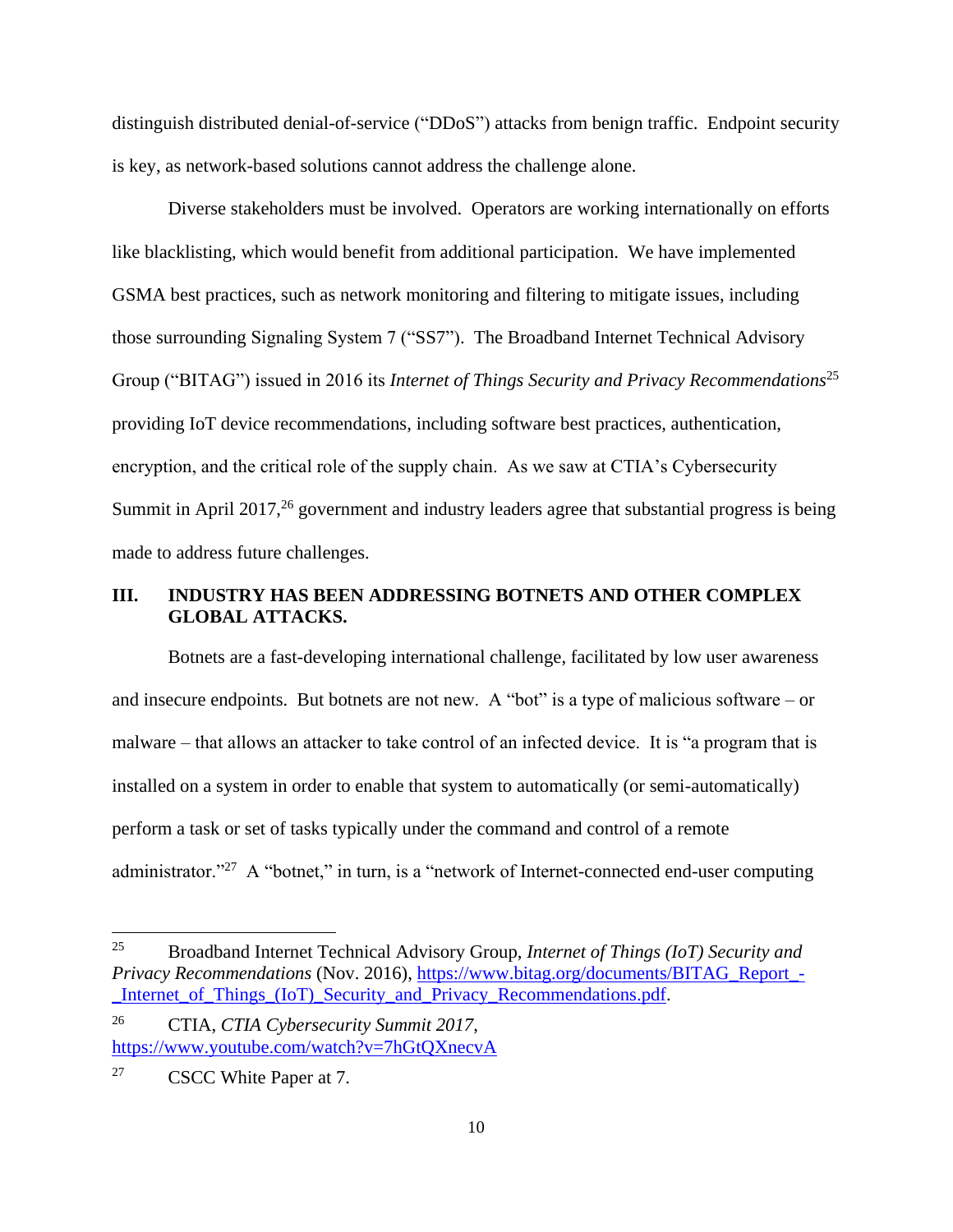distinguish distributed denial-of-service ("DDoS") attacks from benign traffic. Endpoint security is key, as network-based solutions cannot address the challenge alone.

Diverse stakeholders must be involved. Operators are working internationally on efforts like blacklisting, which would benefit from additional participation. We have implemented GSMA best practices, such as network monitoring and filtering to mitigate issues, including those surrounding Signaling System 7 ("SS7"). The Broadband Internet Technical Advisory Group ("BITAG") issued in 2016 its *Internet of Things Security and Privacy Recommendations*[25] providing IoT device recommendations, including software best practices, authentication, encryption, and the critical role of the supply chain. As we saw at CTIA's Cybersecurity Summit in April 2017,[26] government and industry leaders agree that substantial progress is being made to address future challenges.

## III. INDUSTRY HAS BEEN ADDRESSING BOTNETS AND OTHER COMPLEX GLOBAL ATTACKS.

Botnets are a fast-developing international challenge, facilitated by low user awareness and insecure endpoints. But botnets are not new. A "bot" is a type of malicious software – or malware – that allows an attacker to take control of an infected device. It is "a program that is installed on a system in order to enable that system to automatically (or semi-automatically) perform a task or set of tasks typically under the command and control of a remote administrator."[27] A "botnet," in turn, is a "network of Internet-connected end-user computing

---

[25] Broadband Internet Technical Advisory Group, *Internet of Things (IoT) Security and Privacy Recommendations* (Nov. 2016), https://www.bitag.org/documents/BITAG_Report_-_Internet_of_Things_(IoT)_Security_and_Privacy_Recommendations.pdf.

[26] CTIA, *CTIA Cybersecurity Summit 2017*, https://www.youtube.com/watch?v=7hGtQXnecvA

[27] CSCC White Paper at 7.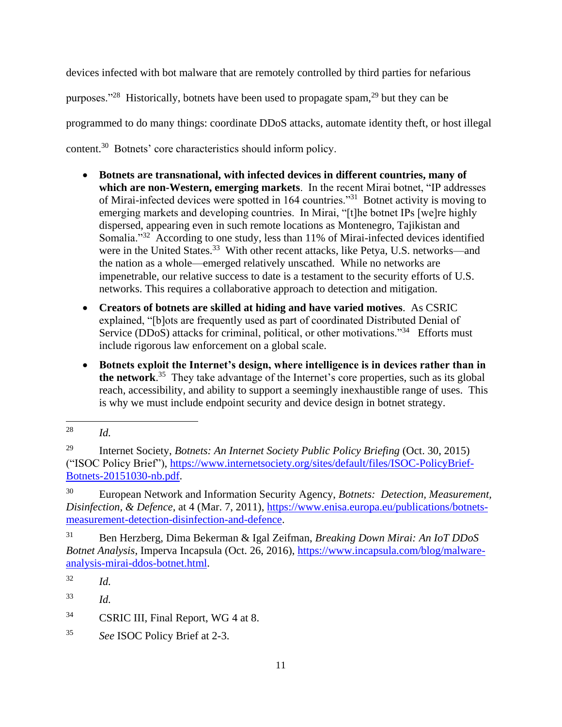devices infected with bot malware that are remotely controlled by third parties for nefarious purposes."[28] Historically, botnets have been used to propagate spam,[29] but they can be programmed to do many things: coordinate DDoS attacks, automate identity theft, or host illegal content.[30] Botnets' core characteristics should inform policy.

- **Botnets are transnational, with infected devices in different countries, many of which are non-Western, emerging markets**. In the recent Mirai botnet, "IP addresses of Mirai-infected devices were spotted in 164 countries."[31] Botnet activity is moving to emerging markets and developing countries. In Mirai, "[t]he botnet IPs [we]re highly dispersed, appearing even in such remote locations as Montenegro, Tajikistan and Somalia."[32] According to one study, less than 11% of Mirai-infected devices identified were in the United States.[33] With other recent attacks, like Petya, U.S. networks—and the nation as a whole—emerged relatively unscathed. While no networks are impenetrable, our relative success to date is a testament to the security efforts of U.S. networks. This requires a collaborative approach to detection and mitigation.
- **Creators of botnets are skilled at hiding and have varied motives**. As CSRIC explained, "[b]ots are frequently used as part of coordinated Distributed Denial of Service (DDoS) attacks for criminal, political, or other motivations."[34] Efforts must include rigorous law enforcement on a global scale.
- **Botnets exploit the Internet's design, where intelligence is in devices rather than in the network**.[35] They take advantage of the Internet's core properties, such as its global reach, accessibility, and ability to support a seemingly inexhaustible range of uses. This is why we must include endpoint security and device design in botnet strategy.

---

[28] *Id.*

[29] Internet Society, *Botnets: An Internet Society Public Policy Briefing* (Oct. 30, 2015) ("ISOC Policy Brief"), https://www.internetsociety.org/sites/default/files/ISOC-PolicyBrief-Botnets-20151030-nb.pdf.

[30] European Network and Information Security Agency, *Botnets: Detection, Measurement, Disinfection, & Defence*, at 4 (Mar. 7, 2011), https://www.enisa.europa.eu/publications/botnets-measurement-detection-disinfection-and-defence.

[31] Ben Herzberg, Dima Bekerman & Igal Zeifman, *Breaking Down Mirai: An IoT DDoS Botnet Analysis*, Imperva Incapsula (Oct. 26, 2016), https://www.incapsula.com/blog/malware-analysis-mirai-ddos-botnet.html.

[32] *Id.*

[33] *Id.*

[34] CSRIC III, Final Report, WG 4 at 8.

[35] *See* ISOC Policy Brief at 2-3.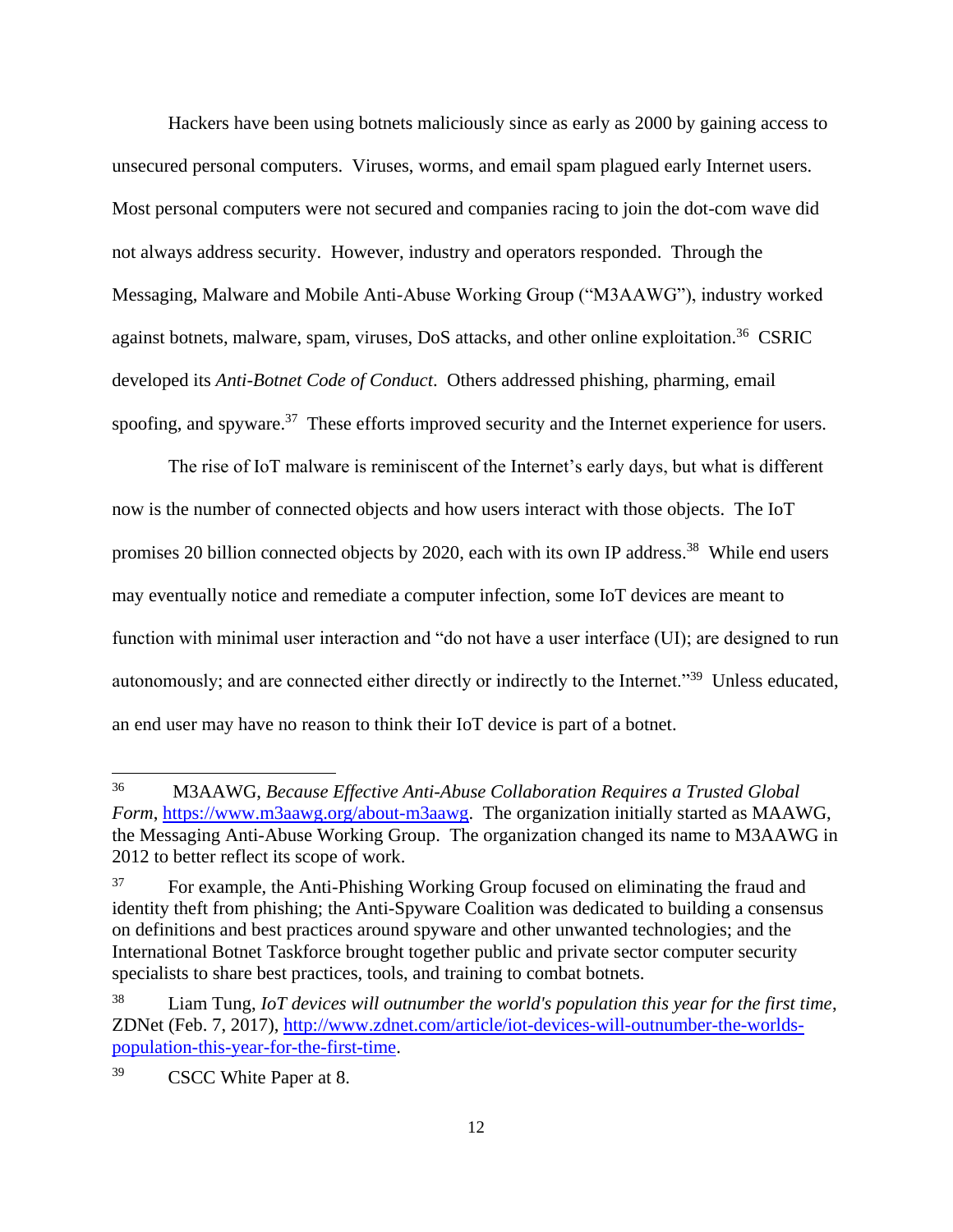Hackers have been using botnets maliciously since as early as 2000 by gaining access to unsecured personal computers. Viruses, worms, and email spam plagued early Internet users. Most personal computers were not secured and companies racing to join the dot-com wave did not always address security. However, industry and operators responded. Through the Messaging, Malware and Mobile Anti-Abuse Working Group ("M3AAWG"), industry worked against botnets, malware, spam, viruses, DoS attacks, and other online exploitation.[36] CSRIC developed its *Anti-Botnet Code of Conduct*. Others addressed phishing, pharming, email spoofing, and spyware.[37] These efforts improved security and the Internet experience for users.

The rise of IoT malware is reminiscent of the Internet's early days, but what is different now is the number of connected objects and how users interact with those objects. The IoT promises 20 billion connected objects by 2020, each with its own IP address.[38] While end users may eventually notice and remediate a computer infection, some IoT devices are meant to function with minimal user interaction and "do not have a user interface (UI); are designed to run autonomously; and are connected either directly or indirectly to the Internet."[39] Unless educated, an end user may have no reason to think their IoT device is part of a botnet.

---

[36] M3AAWG, *Because Effective Anti-Abuse Collaboration Requires a Trusted Global Form*, https://www.m3aawg.org/about-m3aawg. The organization initially started as MAAWG, the Messaging Anti-Abuse Working Group. The organization changed its name to M3AAWG in 2012 to better reflect its scope of work.

[37] For example, the Anti-Phishing Working Group focused on eliminating the fraud and identity theft from phishing; the Anti-Spyware Coalition was dedicated to building a consensus on definitions and best practices around spyware and other unwanted technologies; and the International Botnet Taskforce brought together public and private sector computer security specialists to share best practices, tools, and training to combat botnets.

[38] Liam Tung, *IoT devices will outnumber the world's population this year for the first time*, ZDNet (Feb. 7, 2017), http://www.zdnet.com/article/iot-devices-will-outnumber-the-worlds-population-this-year-for-the-first-time.

[39] CSCC White Paper at 8.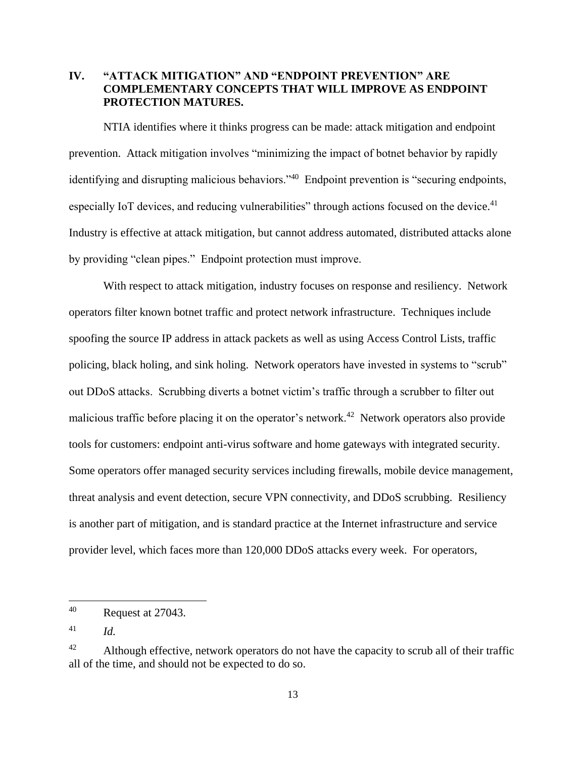## IV. "ATTACK MITIGATION" AND "ENDPOINT PREVENTION" ARE COMPLEMENTARY CONCEPTS THAT WILL IMPROVE AS ENDPOINT PROTECTION MATURES.

NTIA identifies where it thinks progress can be made: attack mitigation and endpoint prevention. Attack mitigation involves "minimizing the impact of botnet behavior by rapidly identifying and disrupting malicious behaviors."[40] Endpoint prevention is "securing endpoints, especially IoT devices, and reducing vulnerabilities" through actions focused on the device.[41] Industry is effective at attack mitigation, but cannot address automated, distributed attacks alone by providing "clean pipes." Endpoint protection must improve.

With respect to attack mitigation, industry focuses on response and resiliency. Network operators filter known botnet traffic and protect network infrastructure. Techniques include spoofing the source IP address in attack packets as well as using Access Control Lists, traffic policing, black holing, and sink holing. Network operators have invested in systems to "scrub" out DDoS attacks. Scrubbing diverts a botnet victim's traffic through a scrubber to filter out malicious traffic before placing it on the operator's network.[42] Network operators also provide tools for customers: endpoint anti-virus software and home gateways with integrated security. Some operators offer managed security services including firewalls, mobile device management, threat analysis and event detection, secure VPN connectivity, and DDoS scrubbing. Resiliency is another part of mitigation, and is standard practice at the Internet infrastructure and service provider level, which faces more than 120,000 DDoS attacks every week. For operators,

---

[40] Request at 27043.

[41] *Id.*

[42] Although effective, network operators do not have the capacity to scrub all of their traffic all of the time, and should not be expected to do so.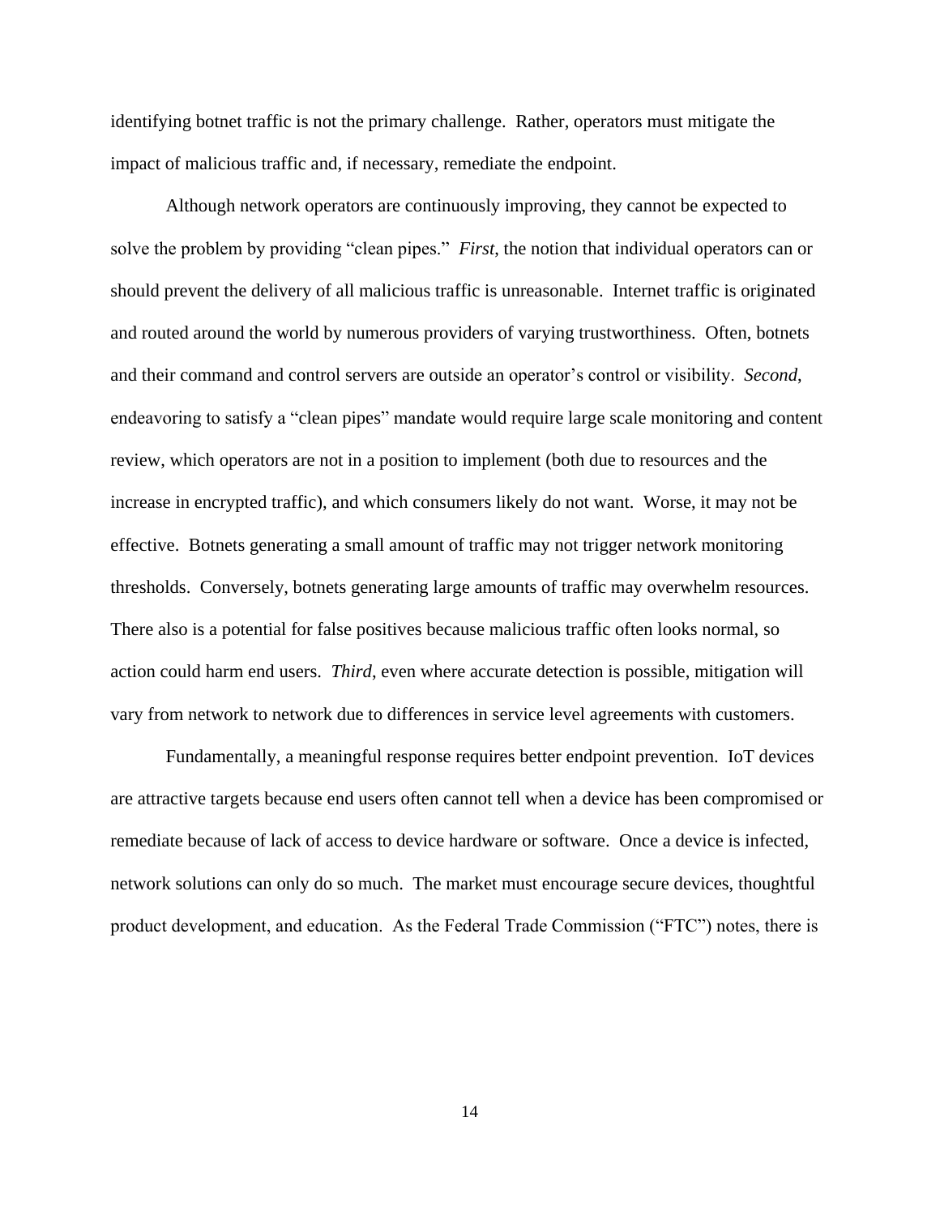identifying botnet traffic is not the primary challenge. Rather, operators must mitigate the impact of malicious traffic and, if necessary, remediate the endpoint.

Although network operators are continuously improving, they cannot be expected to solve the problem by providing "clean pipes." *First*, the notion that individual operators can or should prevent the delivery of all malicious traffic is unreasonable. Internet traffic is originated and routed around the world by numerous providers of varying trustworthiness. Often, botnets and their command and control servers are outside an operator's control or visibility. *Second*, endeavoring to satisfy a "clean pipes" mandate would require large scale monitoring and content review, which operators are not in a position to implement (both due to resources and the increase in encrypted traffic), and which consumers likely do not want. Worse, it may not be effective. Botnets generating a small amount of traffic may not trigger network monitoring thresholds. Conversely, botnets generating large amounts of traffic may overwhelm resources. There also is a potential for false positives because malicious traffic often looks normal, so action could harm end users. *Third*, even where accurate detection is possible, mitigation will vary from network to network due to differences in service level agreements with customers.

Fundamentally, a meaningful response requires better endpoint prevention. IoT devices are attractive targets because end users often cannot tell when a device has been compromised or remediate because of lack of access to device hardware or software. Once a device is infected, network solutions can only do so much. The market must encourage secure devices, thoughtful product development, and education. As the Federal Trade Commission ("FTC") notes, there is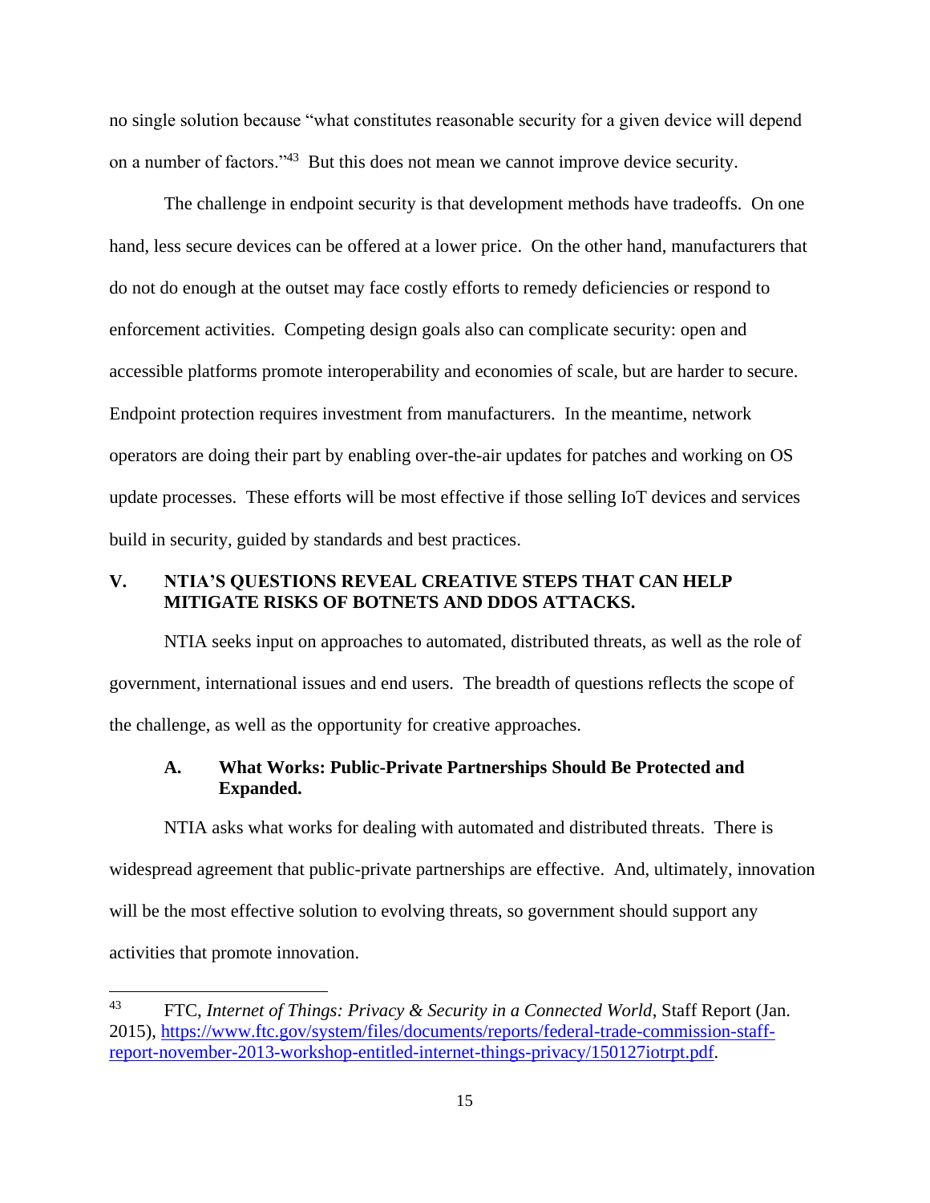no single solution because "what constitutes reasonable security for a given device will depend on a number of factors."[43] But this does not mean we cannot improve device security.

The challenge in endpoint security is that development methods have tradeoffs. On one hand, less secure devices can be offered at a lower price. On the other hand, manufacturers that do not do enough at the outset may face costly efforts to remedy deficiencies or respond to enforcement activities. Competing design goals also can complicate security: open and accessible platforms promote interoperability and economies of scale, but are harder to secure. Endpoint protection requires investment from manufacturers. In the meantime, network operators are doing their part by enabling over-the-air updates for patches and working on OS update processes. These efforts will be most effective if those selling IoT devices and services build in security, guided by standards and best practices.

## V. NTIA'S QUESTIONS REVEAL CREATIVE STEPS THAT CAN HELP MITIGATE RISKS OF BOTNETS AND DDOS ATTACKS.

NTIA seeks input on approaches to automated, distributed threats, as well as the role of government, international issues and end users. The breadth of questions reflects the scope of the challenge, as well as the opportunity for creative approaches.

### A. What Works: Public-Private Partnerships Should Be Protected and Expanded.

NTIA asks what works for dealing with automated and distributed threats. There is widespread agreement that public-private partnerships are effective. And, ultimately, innovation will be the most effective solution to evolving threats, so government should support any activities that promote innovation.

---

[43] FTC, *Internet of Things: Privacy & Security in a Connected World*, Staff Report (Jan. 2015), https://www.ftc.gov/system/files/documents/reports/federal-trade-commission-staff-report-november-2013-workshop-entitled-internet-things-privacy/150127iotrpt.pdf.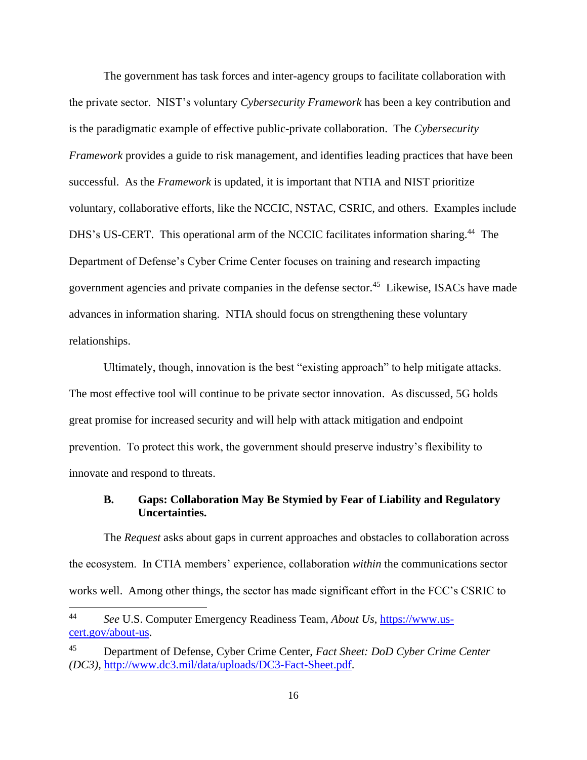The government has task forces and inter-agency groups to facilitate collaboration with the private sector. NIST's voluntary *Cybersecurity Framework* has been a key contribution and is the paradigmatic example of effective public-private collaboration. The *Cybersecurity Framework* provides a guide to risk management, and identifies leading practices that have been successful. As the *Framework* is updated, it is important that NTIA and NIST prioritize voluntary, collaborative efforts, like the NCCIC, NSTAC, CSRIC, and others. Examples include DHS's US-CERT. This operational arm of the NCCIC facilitates information sharing.[44] The Department of Defense's Cyber Crime Center focuses on training and research impacting government agencies and private companies in the defense sector.[45] Likewise, ISACs have made advances in information sharing. NTIA should focus on strengthening these voluntary relationships.

Ultimately, though, innovation is the best "existing approach" to help mitigate attacks. The most effective tool will continue to be private sector innovation. As discussed, 5G holds great promise for increased security and will help with attack mitigation and endpoint prevention. To protect this work, the government should preserve industry's flexibility to innovate and respond to threats.

### B. Gaps: Collaboration May Be Stymied by Fear of Liability and Regulatory Uncertainties.

The *Request* asks about gaps in current approaches and obstacles to collaboration across the ecosystem. In CTIA members' experience, collaboration *within* the communications sector works well. Among other things, the sector has made significant effort in the FCC's CSRIC to

---

[44] *See* U.S. Computer Emergency Readiness Team, *About Us*, https://www.us-cert.gov/about-us.

[45] Department of Defense, Cyber Crime Center, *Fact Sheet: DoD Cyber Crime Center (DC3)*, http://www.dc3.mil/data/uploads/DC3-Fact-Sheet.pdf.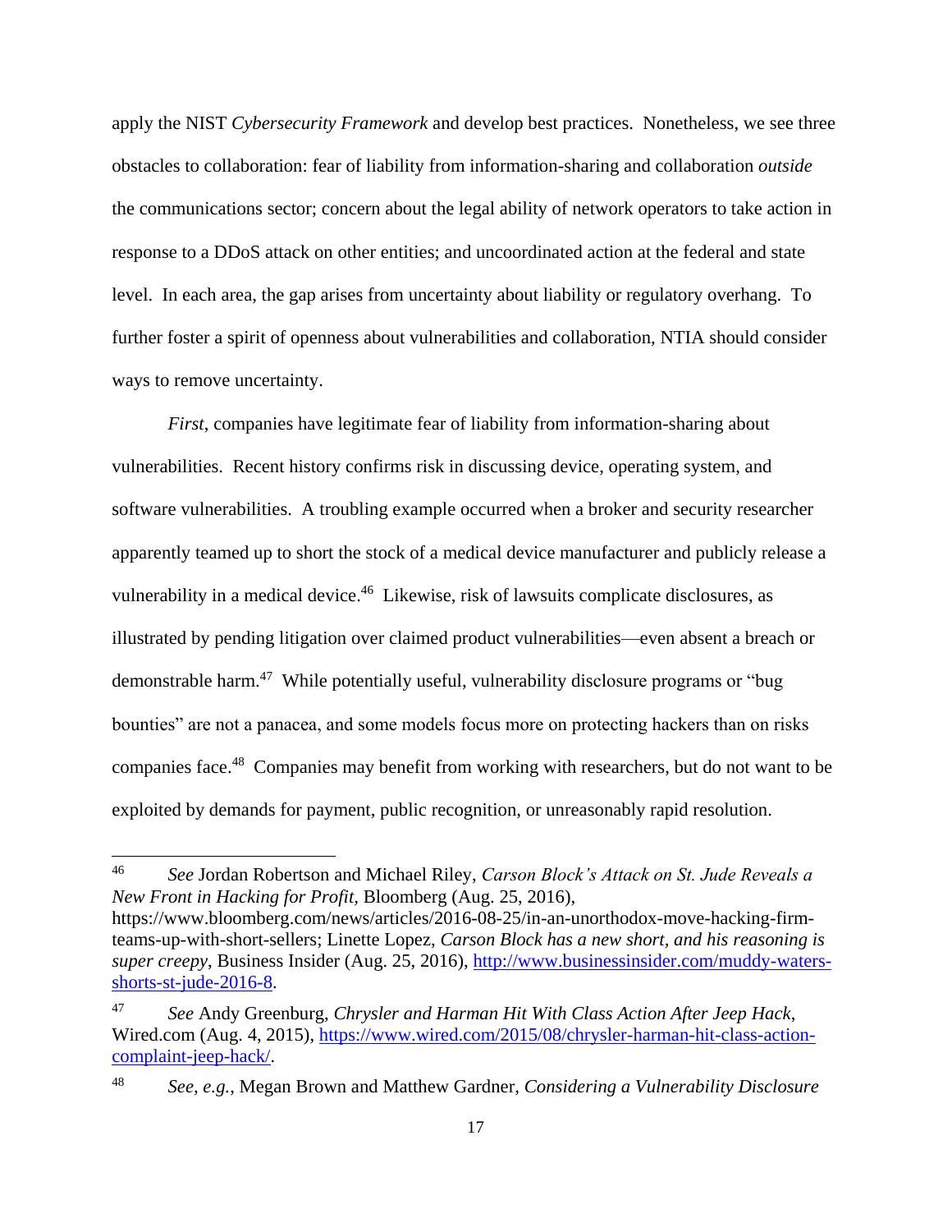apply the NIST *Cybersecurity Framework* and develop best practices. Nonetheless, we see three obstacles to collaboration: fear of liability from information-sharing and collaboration *outside* the communications sector; concern about the legal ability of network operators to take action in response to a DDoS attack on other entities; and uncoordinated action at the federal and state level. In each area, the gap arises from uncertainty about liability or regulatory overhang. To further foster a spirit of openness about vulnerabilities and collaboration, NTIA should consider ways to remove uncertainty.

*First*, companies have legitimate fear of liability from information-sharing about vulnerabilities. Recent history confirms risk in discussing device, operating system, and software vulnerabilities. A troubling example occurred when a broker and security researcher apparently teamed up to short the stock of a medical device manufacturer and publicly release a vulnerability in a medical device.[46] Likewise, risk of lawsuits complicate disclosures, as illustrated by pending litigation over claimed product vulnerabilities—even absent a breach or demonstrable harm.[47] While potentially useful, vulnerability disclosure programs or "bug bounties" are not a panacea, and some models focus more on protecting hackers than on risks companies face.[48] Companies may benefit from working with researchers, but do not want to be exploited by demands for payment, public recognition, or unreasonably rapid resolution.

---

[46] *See* Jordan Robertson and Michael Riley, *Carson Block's Attack on St. Jude Reveals a New Front in Hacking for Profit*, Bloomberg (Aug. 25, 2016), https://www.bloomberg.com/news/articles/2016-08-25/in-an-unorthodox-move-hacking-firm-teams-up-with-short-sellers; Linette Lopez, *Carson Block has a new short, and his reasoning is super creepy*, Business Insider (Aug. 25, 2016), http://www.businessinsider.com/muddy-waters-shorts-st-jude-2016-8.

[47] *See* Andy Greenburg, *Chrysler and Harman Hit With Class Action After Jeep Hack*, Wired.com (Aug. 4, 2015), https://www.wired.com/2015/08/chrysler-harman-hit-class-action-complaint-jeep-hack/.

[48] *See, e.g.*, Megan Brown and Matthew Gardner, *Considering a Vulnerability Disclosure*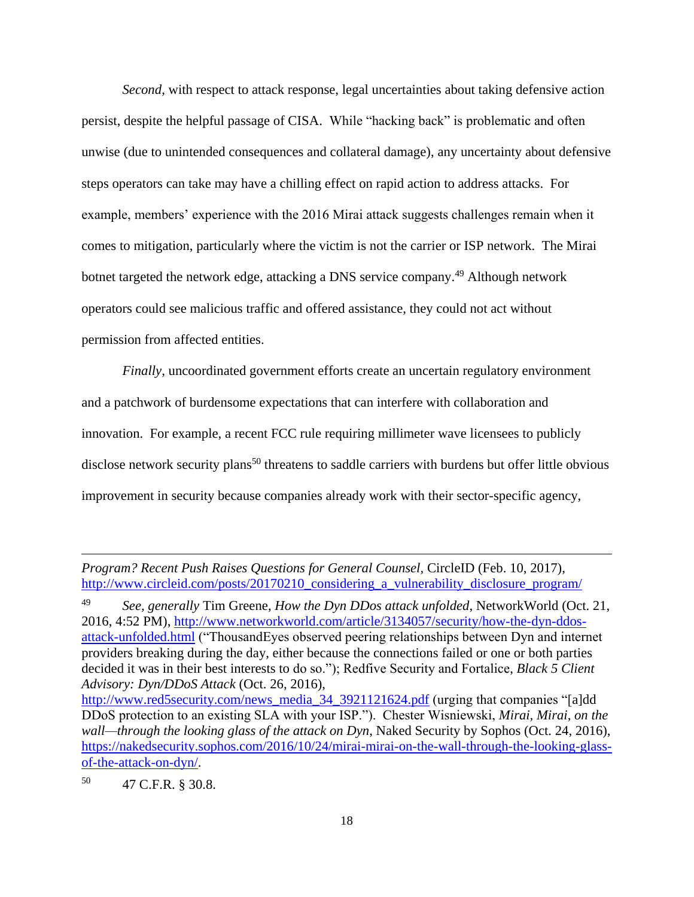*Second*, with respect to attack response, legal uncertainties about taking defensive action persist, despite the helpful passage of CISA. While "hacking back" is problematic and often unwise (due to unintended consequences and collateral damage), any uncertainty about defensive steps operators can take may have a chilling effect on rapid action to address attacks. For example, members' experience with the 2016 Mirai attack suggests challenges remain when it comes to mitigation, particularly where the victim is not the carrier or ISP network. The Mirai botnet targeted the network edge, attacking a DNS service company.[49] Although network operators could see malicious traffic and offered assistance, they could not act without permission from affected entities.

*Finally*, uncoordinated government efforts create an uncertain regulatory environment and a patchwork of burdensome expectations that can interfere with collaboration and innovation. For example, a recent FCC rule requiring millimeter wave licensees to publicly disclose network security plans[50] threatens to saddle carriers with burdens but offer little obvious improvement in security because companies already work with their sector-specific agency,

---

*Program? Recent Push Raises Questions for General Counsel*, CircleID (Feb. 10, 2017), http://www.circleid.com/posts/20170210_considering_a_vulnerability_disclosure_program/

[49] *See, generally* Tim Greene, *How the Dyn DDos attack unfolded*, NetworkWorld (Oct. 21, 2016, 4:52 PM), http://www.networkworld.com/article/3134057/security/how-the-dyn-ddos-attack-unfolded.html ("ThousandEyes observed peering relationships between Dyn and internet providers breaking during the day, either because the connections failed or one or both parties decided it was in their best interests to do so."); Redfive Security and Fortalice, *Black 5 Client Advisory: Dyn/DDoS Attack* (Oct. 26, 2016), http://www.red5security.com/news_media_34_3921121624.pdf (urging that companies "[a]dd DDoS protection to an existing SLA with your ISP."). Chester Wisniewski, *Mirai, Mirai, on the wall—through the looking glass of the attack on Dyn*, Naked Security by Sophos (Oct. 24, 2016), https://nakedsecurity.sophos.com/2016/10/24/mirai-mirai-on-the-wall-through-the-looking-glass-of-the-attack-on-dyn/.

[50] 47 C.F.R. § 30.8.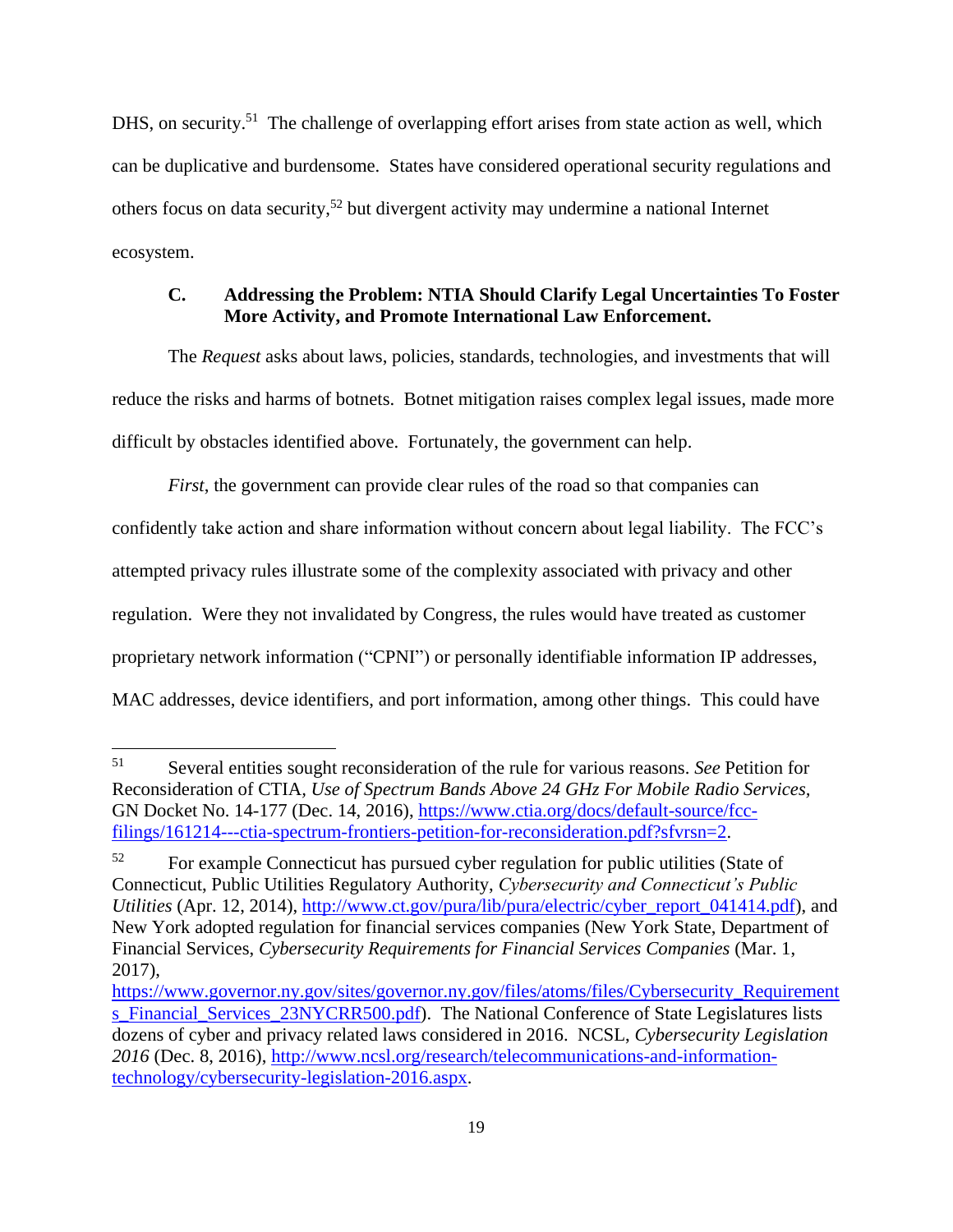DHS, on security.[51] The challenge of overlapping effort arises from state action as well, which can be duplicative and burdensome. States have considered operational security regulations and others focus on data security,[52] but divergent activity may undermine a national Internet ecosystem.

### C. Addressing the Problem: NTIA Should Clarify Legal Uncertainties To Foster More Activity, and Promote International Law Enforcement.

The *Request* asks about laws, policies, standards, technologies, and investments that will reduce the risks and harms of botnets. Botnet mitigation raises complex legal issues, made more difficult by obstacles identified above. Fortunately, the government can help.

*First*, the government can provide clear rules of the road so that companies can confidently take action and share information without concern about legal liability. The FCC's attempted privacy rules illustrate some of the complexity associated with privacy and other regulation. Were they not invalidated by Congress, the rules would have treated as customer proprietary network information ("CPNI") or personally identifiable information IP addresses, MAC addresses, device identifiers, and port information, among other things. This could have

---

[51] Several entities sought reconsideration of the rule for various reasons. *See* Petition for Reconsideration of CTIA, *Use of Spectrum Bands Above 24 GHz For Mobile Radio Services*, GN Docket No. 14-177 (Dec. 14, 2016), https://www.ctia.org/docs/default-source/fcc-filings/161214---ctia-spectrum-frontiers-petition-for-reconsideration.pdf?sfvrsn=2.

[52] For example Connecticut has pursued cyber regulation for public utilities (State of Connecticut, Public Utilities Regulatory Authority, *Cybersecurity and Connecticut's Public Utilities* (Apr. 12, 2014), http://www.ct.gov/pura/lib/pura/electric/cyber_report_041414.pdf), and New York adopted regulation for financial services companies (New York State, Department of Financial Services, *Cybersecurity Requirements for Financial Services Companies* (Mar. 1, 2017), https://www.governor.ny.gov/sites/governor.ny.gov/files/atoms/files/Cybersecurity_Requirements_Financial_Services_23NYCRR500.pdf). The National Conference of State Legislatures lists dozens of cyber and privacy related laws considered in 2016. NCSL, *Cybersecurity Legislation 2016* (Dec. 8, 2016), http://www.ncsl.org/research/telecommunications-and-information-technology/cybersecurity-legislation-2016.aspx.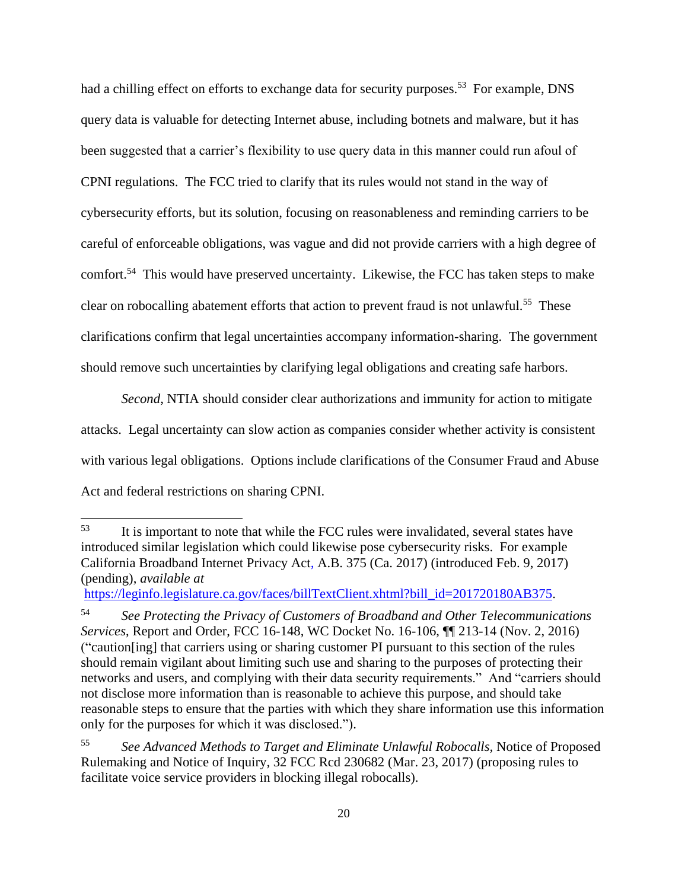had a chilling effect on efforts to exchange data for security purposes.[53] For example, DNS query data is valuable for detecting Internet abuse, including botnets and malware, but it has been suggested that a carrier's flexibility to use query data in this manner could run afoul of CPNI regulations. The FCC tried to clarify that its rules would not stand in the way of cybersecurity efforts, but its solution, focusing on reasonableness and reminding carriers to be careful of enforceable obligations, was vague and did not provide carriers with a high degree of comfort.[54] This would have preserved uncertainty. Likewise, the FCC has taken steps to make clear on robocalling abatement efforts that action to prevent fraud is not unlawful.[55] These clarifications confirm that legal uncertainties accompany information-sharing. The government should remove such uncertainties by clarifying legal obligations and creating safe harbors.

*Second*, NTIA should consider clear authorizations and immunity for action to mitigate attacks. Legal uncertainty can slow action as companies consider whether activity is consistent with various legal obligations. Options include clarifications of the Consumer Fraud and Abuse Act and federal restrictions on sharing CPNI.

---

[53] It is important to note that while the FCC rules were invalidated, several states have introduced similar legislation which could likewise pose cybersecurity risks. For example California Broadband Internet Privacy Act, A.B. 375 (Ca. 2017) (introduced Feb. 9, 2017) (pending), *available at* https://leginfo.legislature.ca.gov/faces/billTextClient.xhtml?bill_id=201720180AB375.

[54] *See Protecting the Privacy of Customers of Broadband and Other Telecommunications Services*, Report and Order, FCC 16-148, WC Docket No. 16-106, ¶¶ 213-14 (Nov. 2, 2016) ("caution[ing] that carriers using or sharing customer PI pursuant to this section of the rules should remain vigilant about limiting such use and sharing to the purposes of protecting their networks and users, and complying with their data security requirements." And "carriers should not disclose more information than is reasonable to achieve this purpose, and should take reasonable steps to ensure that the parties with which they share information use this information only for the purposes for which it was disclosed.").

[55] *See Advanced Methods to Target and Eliminate Unlawful Robocalls,* Notice of Proposed Rulemaking and Notice of Inquiry, 32 FCC Rcd 230682 (Mar. 23, 2017) (proposing rules to facilitate voice service providers in blocking illegal robocalls).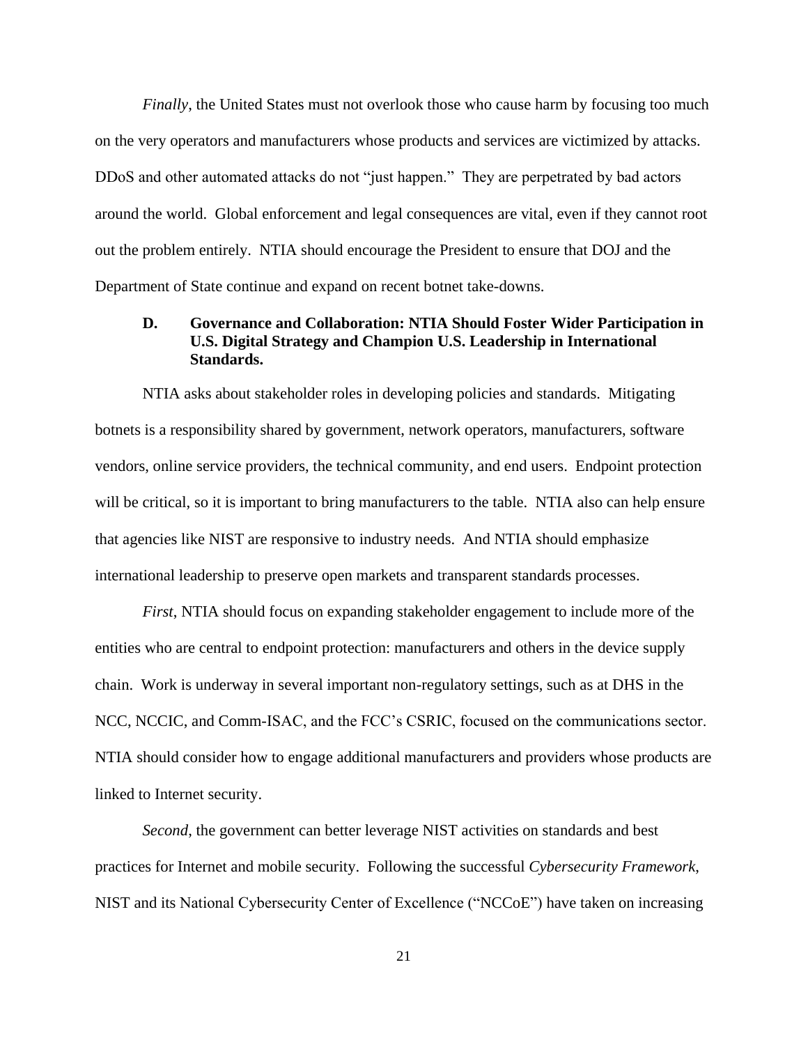*Finally*, the United States must not overlook those who cause harm by focusing too much on the very operators and manufacturers whose products and services are victimized by attacks. DDoS and other automated attacks do not "just happen." They are perpetrated by bad actors around the world. Global enforcement and legal consequences are vital, even if they cannot root out the problem entirely. NTIA should encourage the President to ensure that DOJ and the Department of State continue and expand on recent botnet take-downs.

### D. Governance and Collaboration: NTIA Should Foster Wider Participation in U.S. Digital Strategy and Champion U.S. Leadership in International Standards.

NTIA asks about stakeholder roles in developing policies and standards. Mitigating botnets is a responsibility shared by government, network operators, manufacturers, software vendors, online service providers, the technical community, and end users. Endpoint protection will be critical, so it is important to bring manufacturers to the table. NTIA also can help ensure that agencies like NIST are responsive to industry needs. And NTIA should emphasize international leadership to preserve open markets and transparent standards processes.

*First*, NTIA should focus on expanding stakeholder engagement to include more of the entities who are central to endpoint protection: manufacturers and others in the device supply chain. Work is underway in several important non-regulatory settings, such as at DHS in the NCC, NCCIC, and Comm-ISAC, and the FCC's CSRIC, focused on the communications sector. NTIA should consider how to engage additional manufacturers and providers whose products are linked to Internet security.

*Second*, the government can better leverage NIST activities on standards and best practices for Internet and mobile security. Following the successful *Cybersecurity Framework*, NIST and its National Cybersecurity Center of Excellence ("NCCoE") have taken on increasing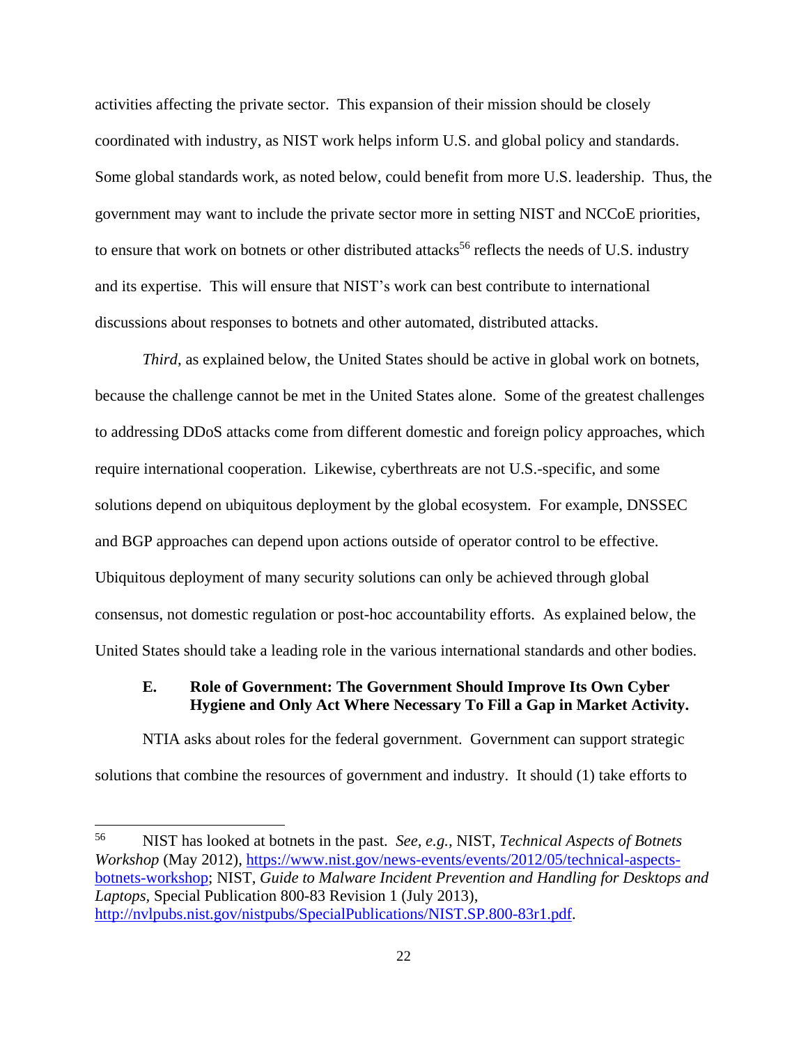activities affecting the private sector. This expansion of their mission should be closely coordinated with industry, as NIST work helps inform U.S. and global policy and standards. Some global standards work, as noted below, could benefit from more U.S. leadership. Thus, the government may want to include the private sector more in setting NIST and NCCoE priorities, to ensure that work on botnets or other distributed attacks[56] reflects the needs of U.S. industry and its expertise. This will ensure that NIST's work can best contribute to international discussions about responses to botnets and other automated, distributed attacks.

*Third*, as explained below, the United States should be active in global work on botnets, because the challenge cannot be met in the United States alone. Some of the greatest challenges to addressing DDoS attacks come from different domestic and foreign policy approaches, which require international cooperation. Likewise, cyberthreats are not U.S.-specific, and some solutions depend on ubiquitous deployment by the global ecosystem. For example, DNSSEC and BGP approaches can depend upon actions outside of operator control to be effective. Ubiquitous deployment of many security solutions can only be achieved through global consensus, not domestic regulation or post-hoc accountability efforts. As explained below, the United States should take a leading role in the various international standards and other bodies.

### E. Role of Government: The Government Should Improve Its Own Cyber Hygiene and Only Act Where Necessary To Fill a Gap in Market Activity.

NTIA asks about roles for the federal government. Government can support strategic solutions that combine the resources of government and industry. It should (1) take efforts to

---

[56] NIST has looked at botnets in the past. *See, e.g.*, NIST, *Technical Aspects of Botnets Workshop* (May 2012), https://www.nist.gov/news-events/events/2012/05/technical-aspects-botnets-workshop; NIST, *Guide to Malware Incident Prevention and Handling for Desktops and Laptops*, Special Publication 800-83 Revision 1 (July 2013), http://nvlpubs.nist.gov/nistpubs/SpecialPublications/NIST.SP.800-83r1.pdf.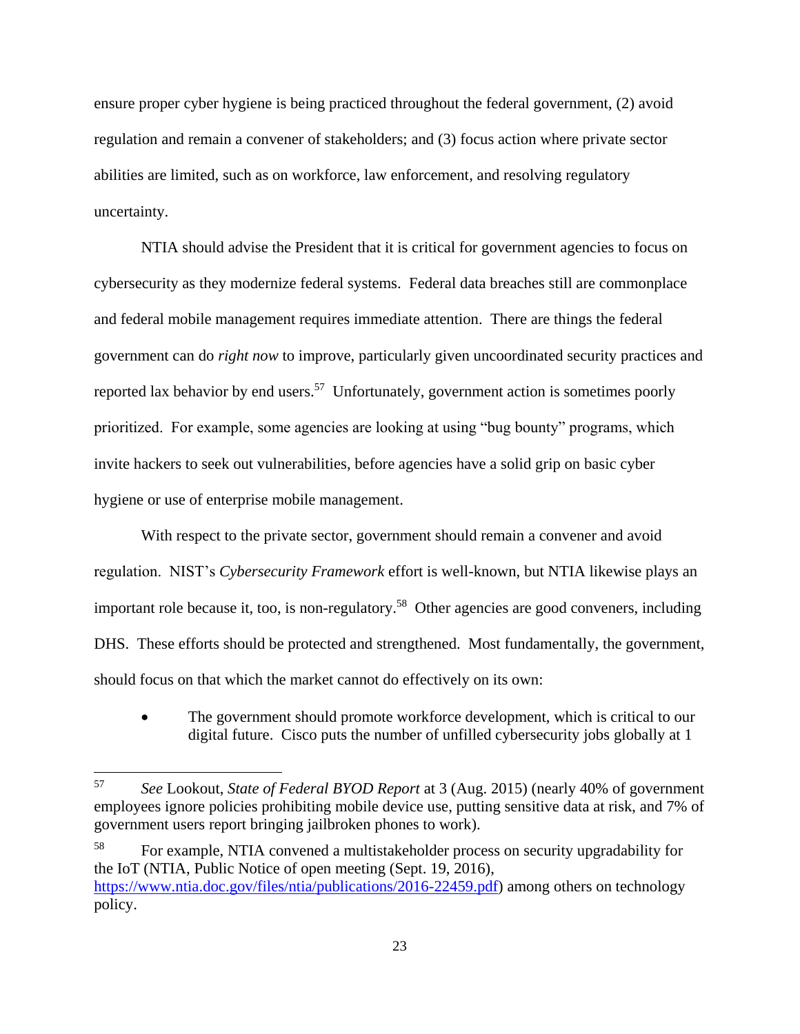ensure proper cyber hygiene is being practiced throughout the federal government, (2) avoid regulation and remain a convener of stakeholders; and (3) focus action where private sector abilities are limited, such as on workforce, law enforcement, and resolving regulatory uncertainty.

NTIA should advise the President that it is critical for government agencies to focus on cybersecurity as they modernize federal systems. Federal data breaches still are commonplace and federal mobile management requires immediate attention. There are things the federal government can do *right now* to improve, particularly given uncoordinated security practices and reported lax behavior by end users.[57] Unfortunately, government action is sometimes poorly prioritized. For example, some agencies are looking at using "bug bounty" programs, which invite hackers to seek out vulnerabilities, before agencies have a solid grip on basic cyber hygiene or use of enterprise mobile management.

With respect to the private sector, government should remain a convener and avoid regulation. NIST's *Cybersecurity Framework* effort is well-known, but NTIA likewise plays an important role because it, too, is non-regulatory.[58] Other agencies are good conveners, including DHS. These efforts should be protected and strengthened. Most fundamentally, the government, should focus on that which the market cannot do effectively on its own:

- The government should promote workforce development, which is critical to our digital future. Cisco puts the number of unfilled cybersecurity jobs globally at 1

---

[57] *See* Lookout, *State of Federal BYOD Report* at 3 (Aug. 2015) (nearly 40% of government employees ignore policies prohibiting mobile device use, putting sensitive data at risk, and 7% of government users report bringing jailbroken phones to work).

[58] For example, NTIA convened a multistakeholder process on security upgradability for the IoT (NTIA, Public Notice of open meeting (Sept. 19, 2016), https://www.ntia.doc.gov/files/ntia/publications/2016-22459.pdf) among others on technology policy.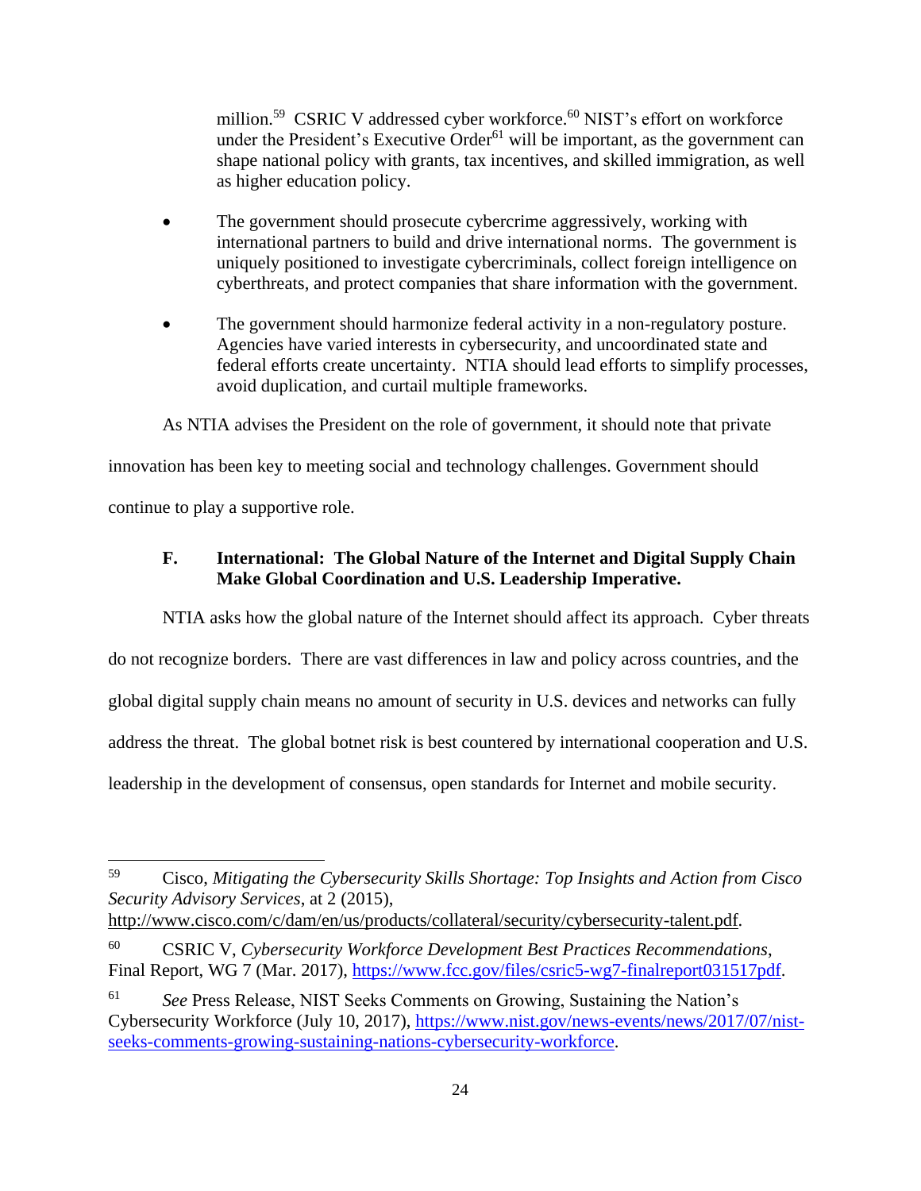million.[59] CSRIC V addressed cyber workforce.[60] NIST's effort on workforce under the President's Executive Order[61] will be important, as the government can shape national policy with grants, tax incentives, and skilled immigration, as well as higher education policy.

- The government should prosecute cybercrime aggressively, working with international partners to build and drive international norms. The government is uniquely positioned to investigate cybercriminals, collect foreign intelligence on cyberthreats, and protect companies that share information with the government.

- The government should harmonize federal activity in a non-regulatory posture. Agencies have varied interests in cybersecurity, and uncoordinated state and federal efforts create uncertainty. NTIA should lead efforts to simplify processes, avoid duplication, and curtail multiple frameworks.

As NTIA advises the President on the role of government, it should note that private innovation has been key to meeting social and technology challenges. Government should continue to play a supportive role.

### F. International: The Global Nature of the Internet and Digital Supply Chain Make Global Coordination and U.S. Leadership Imperative.

NTIA asks how the global nature of the Internet should affect its approach. Cyber threats do not recognize borders. There are vast differences in law and policy across countries, and the global digital supply chain means no amount of security in U.S. devices and networks can fully address the threat. The global botnet risk is best countered by international cooperation and U.S. leadership in the development of consensus, open standards for Internet and mobile security.

---

[59] Cisco, *Mitigating the Cybersecurity Skills Shortage: Top Insights and Action from Cisco Security Advisory Services*, at 2 (2015), http://www.cisco.com/c/dam/en/us/products/collateral/security/cybersecurity-talent.pdf.

[60] CSRIC V, *Cybersecurity Workforce Development Best Practices Recommendations*, Final Report, WG 7 (Mar. 2017), https://www.fcc.gov/files/csric5-wg7-finalreport031517pdf.

[61] *See* Press Release, NIST Seeks Comments on Growing, Sustaining the Nation's Cybersecurity Workforce (July 10, 2017), https://www.nist.gov/news-events/news/2017/07/nist-seeks-comments-growing-sustaining-nations-cybersecurity-workforce.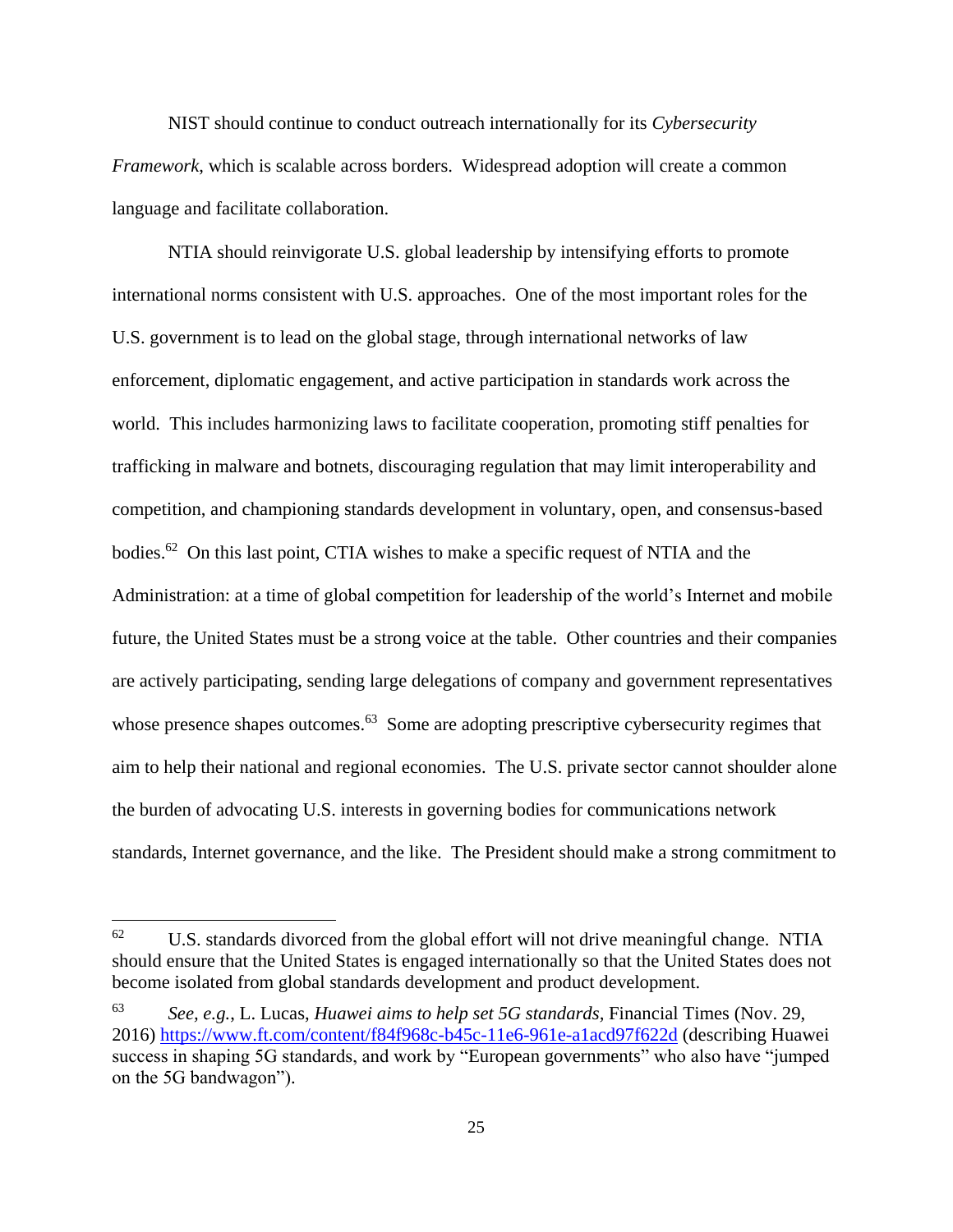NIST should continue to conduct outreach internationally for its *Cybersecurity Framework*, which is scalable across borders. Widespread adoption will create a common language and facilitate collaboration.

NTIA should reinvigorate U.S. global leadership by intensifying efforts to promote international norms consistent with U.S. approaches. One of the most important roles for the U.S. government is to lead on the global stage, through international networks of law enforcement, diplomatic engagement, and active participation in standards work across the world. This includes harmonizing laws to facilitate cooperation, promoting stiff penalties for trafficking in malware and botnets, discouraging regulation that may limit interoperability and competition, and championing standards development in voluntary, open, and consensus-based bodies.[62] On this last point, CTIA wishes to make a specific request of NTIA and the Administration: at a time of global competition for leadership of the world's Internet and mobile future, the United States must be a strong voice at the table. Other countries and their companies are actively participating, sending large delegations of company and government representatives whose presence shapes outcomes.[63] Some are adopting prescriptive cybersecurity regimes that aim to help their national and regional economies. The U.S. private sector cannot shoulder alone the burden of advocating U.S. interests in governing bodies for communications network standards, Internet governance, and the like. The President should make a strong commitment to

---

[62] U.S. standards divorced from the global effort will not drive meaningful change. NTIA should ensure that the United States is engaged internationally so that the United States does not become isolated from global standards development and product development.

[63] *See, e.g.*, L. Lucas, *Huawei aims to help set 5G standards*, Financial Times (Nov. 29, 2016) https://www.ft.com/content/f84f968c-b45c-11e6-961e-a1acd97f622d (describing Huawei success in shaping 5G standards, and work by "European governments" who also have "jumped on the 5G bandwagon").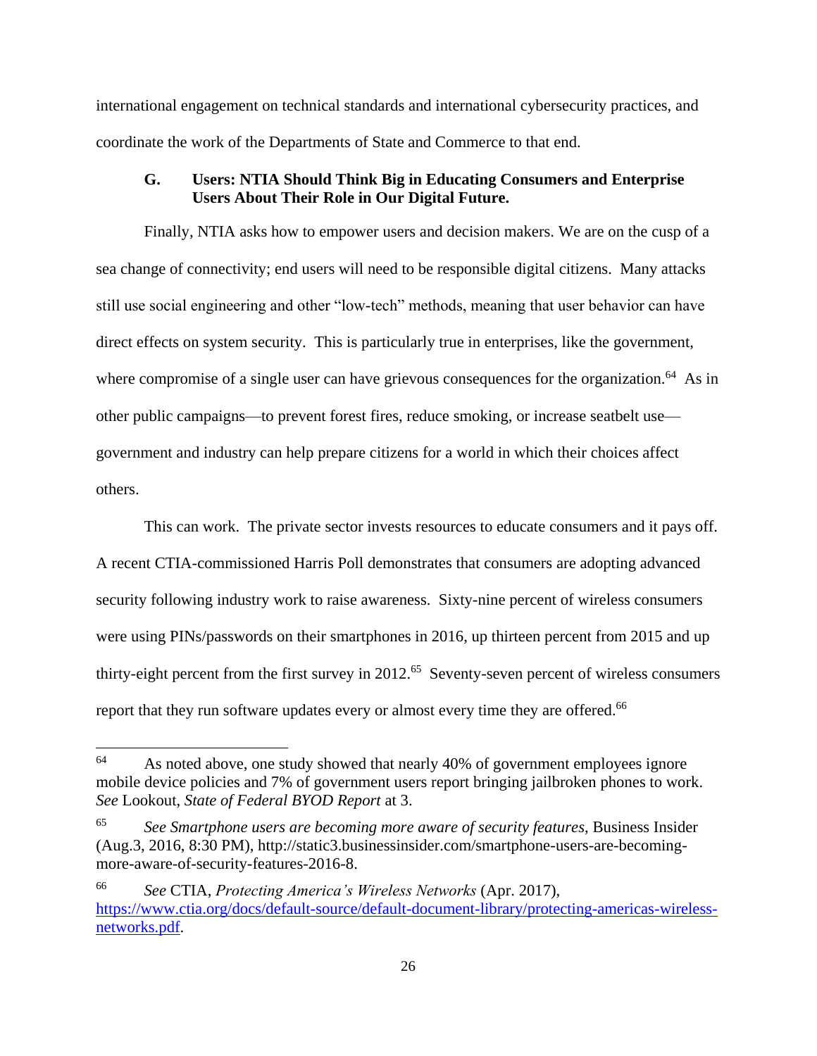international engagement on technical standards and international cybersecurity practices, and coordinate the work of the Departments of State and Commerce to that end.

### G. Users: NTIA Should Think Big in Educating Consumers and Enterprise Users About Their Role in Our Digital Future.

Finally, NTIA asks how to empower users and decision makers. We are on the cusp of a sea change of connectivity; end users will need to be responsible digital citizens. Many attacks still use social engineering and other "low-tech" methods, meaning that user behavior can have direct effects on system security. This is particularly true in enterprises, like the government, where compromise of a single user can have grievous consequences for the organization.[64] As in other public campaigns—to prevent forest fires, reduce smoking, or increase seatbelt use—government and industry can help prepare citizens for a world in which their choices affect others.

This can work. The private sector invests resources to educate consumers and it pays off. A recent CTIA-commissioned Harris Poll demonstrates that consumers are adopting advanced security following industry work to raise awareness. Sixty-nine percent of wireless consumers were using PINs/passwords on their smartphones in 2016, up thirteen percent from 2015 and up thirty-eight percent from the first survey in 2012.[65] Seventy-seven percent of wireless consumers report that they run software updates every or almost every time they are offered.[66]

---

[64] As noted above, one study showed that nearly 40% of government employees ignore mobile device policies and 7% of government users report bringing jailbroken phones to work. *See* Lookout, *State of Federal BYOD Report* at 3.

[65] *See Smartphone users are becoming more aware of security features*, Business Insider (Aug.3, 2016, 8:30 PM), http://static3.businessinsider.com/smartphone-users-are-becoming-more-aware-of-security-features-2016-8.

[66] *See* CTIA, *Protecting America's Wireless Networks* (Apr. 2017), https://www.ctia.org/docs/default-source/default-document-library/protecting-americas-wireless-networks.pdf.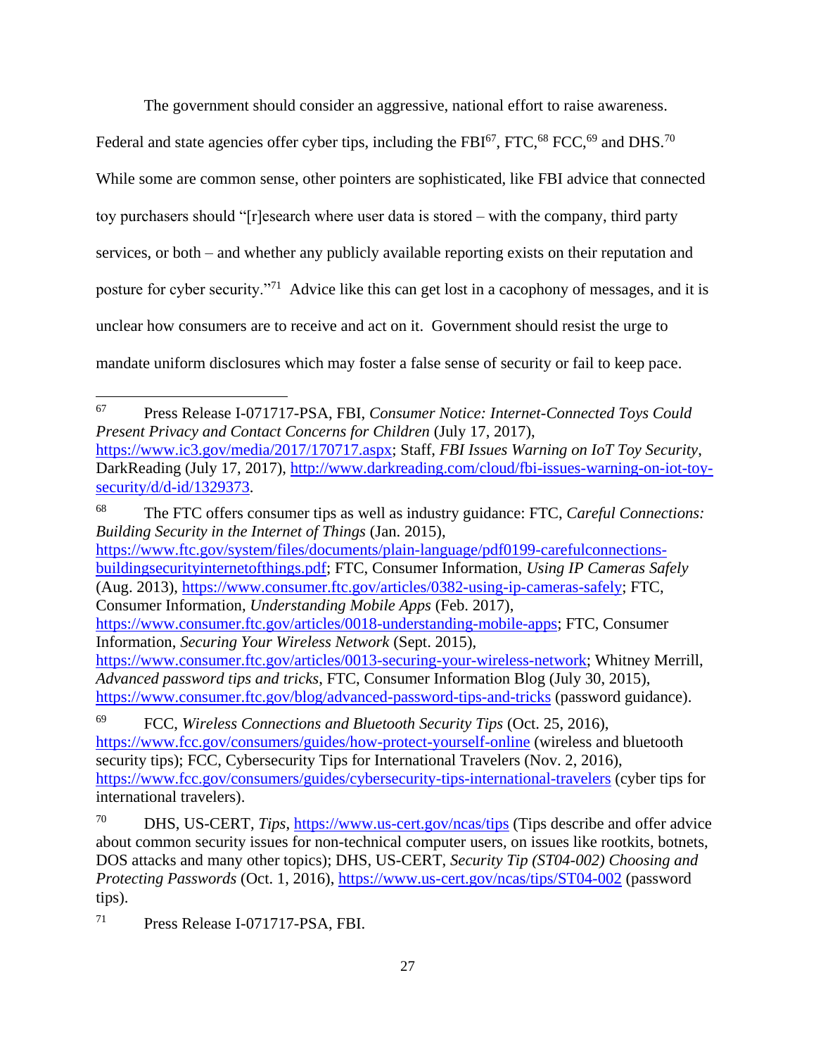The government should consider an aggressive, national effort to raise awareness. Federal and state agencies offer cyber tips, including the FBI[67], FTC,[68] FCC,[69] and DHS.[70] While some are common sense, other pointers are sophisticated, like FBI advice that connected toy purchasers should "[r]esearch where user data is stored – with the company, third party services, or both – and whether any publicly available reporting exists on their reputation and posture for cyber security."[71] Advice like this can get lost in a cacophony of messages, and it is unclear how consumers are to receive and act on it. Government should resist the urge to mandate uniform disclosures which may foster a false sense of security or fail to keep pace.

---

[67] Press Release I-071717-PSA, FBI, *Consumer Notice: Internet-Connected Toys Could Present Privacy and Contact Concerns for Children* (July 17, 2017), https://www.ic3.gov/media/2017/170717.aspx; Staff, *FBI Issues Warning on IoT Toy Security*, DarkReading (July 17, 2017), http://www.darkreading.com/cloud/fbi-issues-warning-on-iot-toy-security/d/d-id/1329373.

[68] The FTC offers consumer tips as well as industry guidance: FTC, *Careful Connections: Building Security in the Internet of Things* (Jan. 2015), https://www.ftc.gov/system/files/documents/plain-language/pdf0199-carefulconnections-buildingsecurityinternetofthings.pdf; FTC, Consumer Information, *Using IP Cameras Safely* (Aug. 2013), https://www.consumer.ftc.gov/articles/0382-using-ip-cameras-safely; FTC, Consumer Information, *Understanding Mobile Apps* (Feb. 2017), https://www.consumer.ftc.gov/articles/0018-understanding-mobile-apps; FTC, Consumer Information, *Securing Your Wireless Network* (Sept. 2015), https://www.consumer.ftc.gov/articles/0013-securing-your-wireless-network; Whitney Merrill, *Advanced password tips and tricks*, FTC, Consumer Information Blog (July 30, 2015), https://www.consumer.ftc.gov/blog/advanced-password-tips-and-tricks (password guidance).

[69] FCC, *Wireless Connections and Bluetooth Security Tips* (Oct. 25, 2016), https://www.fcc.gov/consumers/guides/how-protect-yourself-online (wireless and bluetooth security tips); FCC, Cybersecurity Tips for International Travelers (Nov. 2, 2016), https://www.fcc.gov/consumers/guides/cybersecurity-tips-international-travelers (cyber tips for international travelers).

[70] DHS, US-CERT, *Tips*, https://www.us-cert.gov/ncas/tips (Tips describe and offer advice about common security issues for non-technical computer users, on issues like rootkits, botnets, DOS attacks and many other topics); DHS, US-CERT, *Security Tip (ST04-002) Choosing and Protecting Passwords* (Oct. 1, 2016), https://www.us-cert.gov/ncas/tips/ST04-002 (password tips).

[71] Press Release I-071717-PSA, FBI.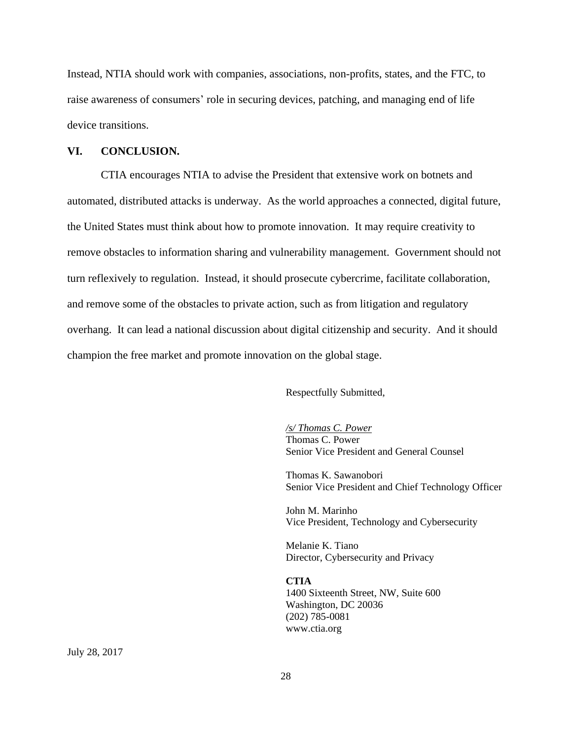Instead, NTIA should work with companies, associations, non-profits, states, and the FTC, to raise awareness of consumers' role in securing devices, patching, and managing end of life device transitions.

## VI. CONCLUSION.

CTIA encourages NTIA to advise the President that extensive work on botnets and automated, distributed attacks is underway. As the world approaches a connected, digital future, the United States must think about how to promote innovation. It may require creativity to remove obstacles to information sharing and vulnerability management. Government should not turn reflexively to regulation. Instead, it should prosecute cybercrime, facilitate collaboration, and remove some of the obstacles to private action, such as from litigation and regulatory overhang. It can lead a national discussion about digital citizenship and security. And it should champion the free market and promote innovation on the global stage.

Respectfully Submitted,

*/s/ Thomas C. Power*
Thomas C. Power
Senior Vice President and General Counsel

Thomas K. Sawanobori
Senior Vice President and Chief Technology Officer

John M. Marinho
Vice President, Technology and Cybersecurity

Melanie K. Tiano
Director, Cybersecurity and Privacy

**CTIA**
1400 Sixteenth Street, NW, Suite 600
Washington, DC 20036
(202) 785-0081
www.ctia.org

July 28, 2017